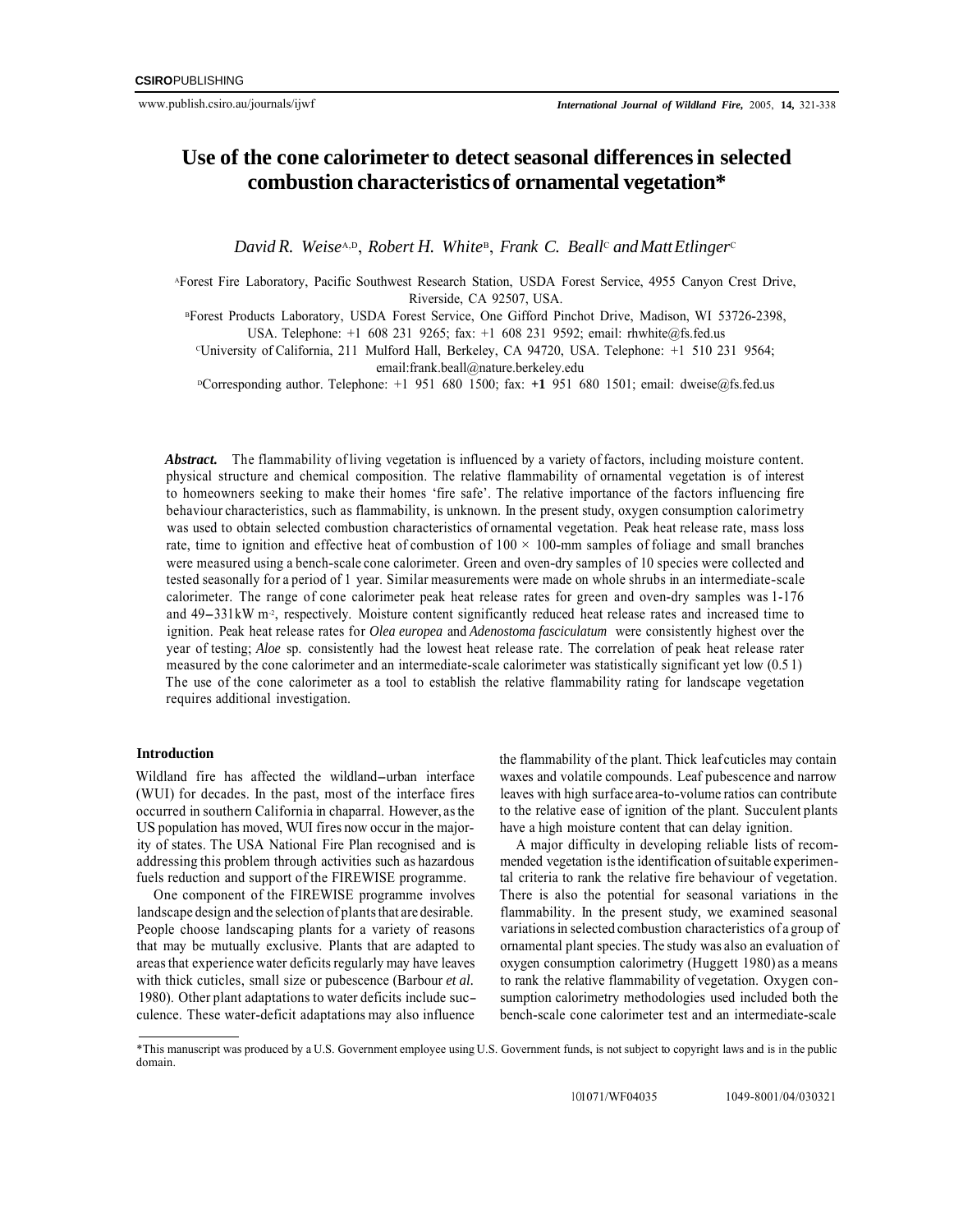CSIROPUBLISHING

www.publish.csiro.au/journals/ijwf

# Use of the cone calorimeter to detect seasonal differences in selected combustion characteristics of ornamental vegetation*

*David R. Weise*[A,D], *Robert H. White*[B], *Frank C. Beall*[C] *and Matt Etlinger*[C]

[A]Forest Fire Laboratory, Pacific Southwest Research Station, USDA Forest Service, 4955 Canyon Crest Drive, Riverside, CA 92507, USA.

[B]Forest Products Laboratory, USDA Forest Service, One Gifford Pinchot Drive, Madison, WI 53726-2398, USA. Telephone: +1 608 231 9265; fax: +1 608 231 9592; email: rhwhite@fs.fed.us

[C]University of California, 211 Mulford Hall, Berkeley, CA 94720, USA. Telephone: +1 510 231 9564; email:frank.beall@nature.berkeley.edu

[D]Corresponding author. Telephone: +1 951 680 1500; fax: **+1** 951 680 1501; email: dweise@fs.fed.us

***Abstract.*** The flammability of living vegetation is influenced by a variety of factors, including moisture content. physical structure and chemical composition. The relative flammability of ornamental vegetation is of interest to homeowners seeking to make their homes 'fire safe'. The relative importance of the factors influencing fire behaviour characteristics, such as flammability, is unknown. In the present study, oxygen consumption calorimetry was used to obtain selected combustion characteristics of ornamental vegetation. Peak heat release rate, mass loss rate, time to ignition and effective heat of combustion of 100 × 100-mm samples of foliage and small branches were measured using a bench-scale cone calorimeter. Green and oven-dry samples of 10 species were collected and tested seasonally for a period of 1 year. Similar measurements were made on whole shrubs in an intermediate-scale calorimeter. The range of cone calorimeter peak heat release rates for green and oven-dry samples was 1-176 and 49–331 kW $m^{-2}$, respectively. Moisture content significantly reduced heat release rates and increased time to ignition. Peak heat release rates for *Olea europea* and *Adenostoma fasciculatum* were consistently highest over the year of testing; *Aloe* sp. consistently had the lowest heat release rate. The correlation of peak heat release rater measured by the cone calorimeter and an intermediate-scale calorimeter was statistically significant yet low (0.5 1) The use of the cone calorimeter as a tool to establish the relative flammability rating for landscape vegetation requires additional investigation.

## Introduction

Wildland fire has affected the wildland–urban interface (WUI) for decades. In the past, most of the interface fires occurred in southern California in chaparral. However, as the US population has moved, WUI fires now occur in the majority of states. The USA National Fire Plan recognised and is addressing this problem through activities such as hazardous fuels reduction and support of the FIREWISE programme.

One component of the FIREWISE programme involves landscape design and the selection of plants that are desirable. People choose landscaping plants for a variety of reasons that may be mutually exclusive. Plants that are adapted to areas that experience water deficits regularly may have leaves with thick cuticles, small size or pubescence (Barbour *et al.* 1980). Other plant adaptations to water deficits include succulence. These water-deficit adaptations may also influence the flammability of the plant. Thick leaf cuticles may contain waxes and volatile compounds. Leaf pubescence and narrow leaves with high surface area-to-volume ratios can contribute to the relative ease of ignition of the plant. Succulent plants have a high moisture content that can delay ignition.

A major difficulty in developing reliable lists of recommended vegetation is the identification of suitable experimental criteria to rank the relative fire behaviour of vegetation. There is also the potential for seasonal variations in the flammability. In the present study, we examined seasonal variations in selected combustion characteristics of a group of ornamental plant species. The study was also an evaluation of oxygen consumption calorimetry (Huggett 1980) as a means to rank the relative flammability of vegetation. Oxygen consumption calorimetry methodologies used included both the bench-scale cone calorimeter test and an intermediate-scale

*This manuscript was produced by a U.S. Government employee using U.S. Government funds, is not subject to copyright laws and is in the public domain.

101071/WF04035 1049-8001/04/030321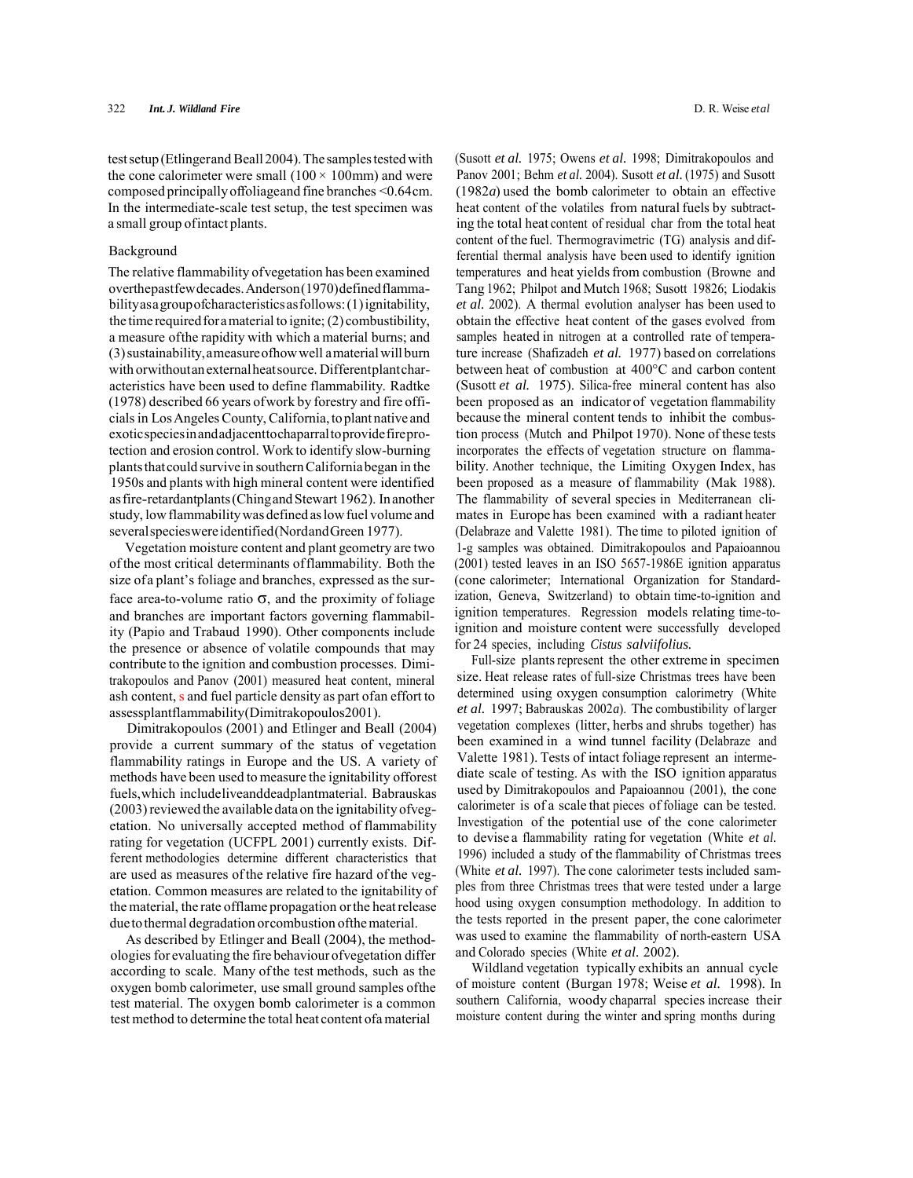test setup (Etlinger and Beall 2004). The samples tested with the cone calorimeter were small (100 × 100mm) and were composed principally of foliage and fine branches <0.64cm. In the intermediate-scale test setup, the test specimen was a small group of intact plants.

## Background

The relative flammability of vegetation has been examined over the past few decades. Anderson (1970) defined flammability as a group of characteristics as follows: (1) ignitability, the time required for a material to ignite; (2) combustibility, a measure of the rapidity with which a material burns; and (3) sustainability, a measure of how well a material will burn with or without an external heat source. Different plant characteristics have been used to define flammability. Radtke (1978) described 66 years of work by forestry and fire officials in Los Angeles County, California, to plant native and exotic species in and adjacent to chaparral to provide fire protection and erosion control. Work to identify slow-burning plants that could survive in southern California began in the 1950s and plants with high mineral content were identified as fire-retardant plants (Ching and Stewart 1962). In another study, low flammability was defined as low fuel volume and several species were identified (Nord and Green 1977).

Vegetation moisture content and plant geometry are two of the most critical determinants of flammability. Both the size of a plant's foliage and branches, expressed as the surface area-to-volume ratio $\sigma$, and the proximity of foliage and branches are important factors governing flammability (Papio and Trabaud 1990). Other components include the presence or absence of volatile compounds that may contribute to the ignition and combustion processes. Dimitrakopoulos and Panov (2001) measured heat content, mineral ash content, s and fuel particle density as part of an effort to assess plant flammability (Dimitrakopoulos 2001).

Dimitrakopoulos (2001) and Etlinger and Beall (2004) provide a current summary of the status of vegetation flammability ratings in Europe and the US. A variety of methods have been used to measure the ignitability of forest fuels, which include live and dead plant material. Babrauskas (2003) reviewed the available data on the ignitability of vegetation. No universally accepted method of flammability rating for vegetation (UCFPL 2001) currently exists. Different methodologies determine different characteristics that are used as measures of the relative fire hazard of the vegetation. Common measures are related to the ignitability of the material, the rate of flame propagation or the heat release due to thermal degradation or combustion of the material.

As described by Etlinger and Beall (2004), the methodologies for evaluating the fire behaviour of vegetation differ according to scale. Many of the test methods, such as the oxygen bomb calorimeter, use small ground samples of the test material. The oxygen bomb calorimeter is a common test method to determine the total heat content of a material (Susott *et al.* 1975; Owens *et al.* 1998; Dimitrakopoulos and Panov 2001; Behm *et al.* 2004). Susott *et al.* (1975) and Susott (1982*a*) used the bomb calorimeter to obtain an effective heat content of the volatiles from natural fuels by subtracting the total heat content of residual char from the total heat content of the fuel. Thermogravimetric (TG) analysis and differential thermal analysis have been used to identify ignition temperatures and heat yields from combustion (Browne and Tang 1962; Philpot and Mutch 1968; Susott 19826; Liodakis *et al.* 2002). A thermal evolution analyser has been used to obtain the effective heat content of the gases evolved from samples heated in nitrogen at a controlled rate of temperature increase (Shafizadeh *et al.* 1977) based on correlations between heat of combustion at 400°C and carbon content (Susott *et al.* 1975). Silica-free mineral content has also been proposed as an indicator of vegetation flammability because the mineral content tends to inhibit the combustion process (Mutch and Philpot 1970). None of these tests incorporates the effects of vegetation structure on flammability. Another technique, the Limiting Oxygen Index, has been proposed as a measure of flammability (Mak 1988). The flammability of several species in Mediterranean climates in Europe has been examined with a radiant heater (Delabraze and Valette 1981). The time to piloted ignition of 1-g samples was obtained. Dimitrakopoulos and Papaioannou (2001) tested leaves in an ISO 5657-1986E ignition apparatus (cone calorimeter; International Organization for Standardization, Geneva, Switzerland) to obtain time-to-ignition and ignition temperatures. Regression models relating time-to-ignition and moisture content were successfully developed for 24 species, including *Cistus salviifolius.*

Full-size plants represent the other extreme in specimen size. Heat release rates of full-size Christmas trees have been determined using oxygen consumption calorimetry (White *et al.* 1997; Babrauskas 2002*a*). The combustibility of larger vegetation complexes (litter, herbs and shrubs together) has been examined in a wind tunnel facility (Delabraze and Valette 1981). Tests of intact foliage represent an intermediate scale of testing. As with the ISO ignition apparatus used by Dimitrakopoulos and Papaioannou (2001), the cone calorimeter is of a scale that pieces of foliage can be tested. Investigation of the potential use of the cone calorimeter to devise a flammability rating for vegetation (White *et al.* 1996) included a study of the flammability of Christmas trees (White *et al.* 1997). The cone calorimeter tests included samples from three Christmas trees that were tested under a large hood using oxygen consumption methodology. In addition to the tests reported in the present paper, the cone calorimeter was used to examine the flammability of north-eastern USA and Colorado species (White *et al.* 2002).

Wildland vegetation typically exhibits an annual cycle of moisture content (Burgan 1978; Weise *et al.* 1998). In southern California, woody chaparral species increase their moisture content during the winter and spring months during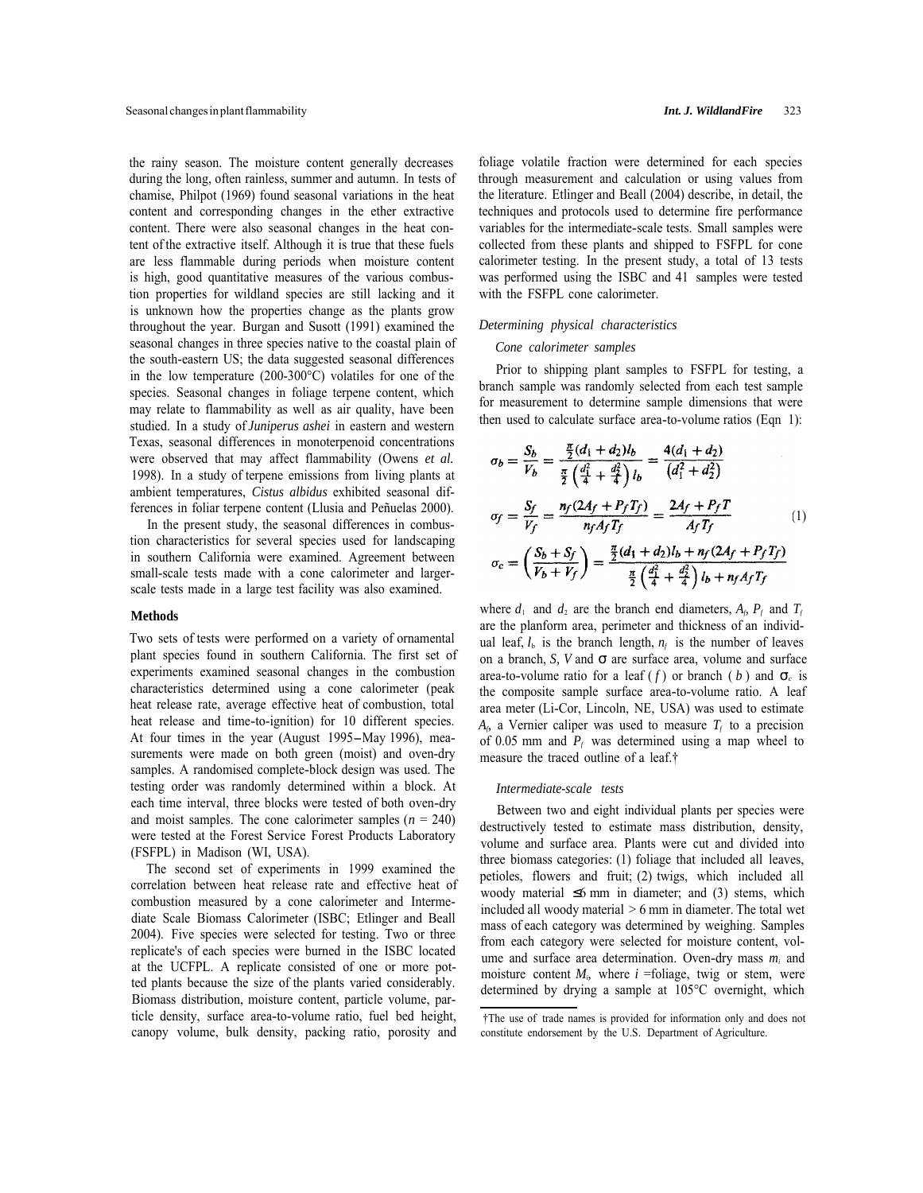the rainy season. The moisture content generally decreases during the long, often rainless, summer and autumn. In tests of chamise, Philpot (1969) found seasonal variations in the heat content and corresponding changes in the ether extractive content. There were also seasonal changes in the heat content of the extractive itself. Although it is true that these fuels are less flammable during periods when moisture content is high, good quantitative measures of the various combustion properties for wildland species are still lacking and it is unknown how the properties change as the plants grow throughout the year. Burgan and Susott (1991) examined the seasonal changes in three species native to the coastal plain of the south-eastern US; the data suggested seasonal differences in the low temperature (200-300°C) volatiles for one of the species. Seasonal changes in foliage terpene content, which may relate to flammability as well as air quality, have been studied. In a study of *Juniperus ashei* in eastern and western Texas, seasonal differences in monoterpenoid concentrations were observed that may affect flammability (Owens *et al.* 1998). In a study of terpene emissions from living plants at ambient temperatures, *Cistus albidus* exhibited seasonal differences in foliar terpene content (Llusia and Peñuelas 2000).

In the present study, the seasonal differences in combustion characteristics for several species used for landscaping in southern California were examined. Agreement between small-scale tests made with a cone calorimeter and larger-scale tests made in a large test facility was also examined.

## Methods

Two sets of tests were performed on a variety of ornamental plant species found in southern California. The first set of experiments examined seasonal changes in the combustion characteristics determined using a cone calorimeter (peak heat release rate, average effective heat of combustion, total heat release and time-to-ignition) for 10 different species. At four times in the year (August 1995–May 1996), measurements were made on both green (moist) and oven-dry samples. A randomised complete-block design was used. The testing order was randomly determined within a block. At each time interval, three blocks were tested of both oven-dry and moist samples. The cone calorimeter samples ($n$ = 240) were tested at the Forest Service Forest Products Laboratory (FSFPL) in Madison (WI, USA).

The second set of experiments in 1999 examined the correlation between heat release rate and effective heat of combustion measured by a cone calorimeter and Intermediate Scale Biomass Calorimeter (ISBC; Etlinger and Beall 2004). Five species were selected for testing. Two or three replicate's of each species were burned in the ISBC located at the UCFPL. A replicate consisted of one or more potted plants because the size of the plants varied considerably. Biomass distribution, moisture content, particle volume, particle density, surface area-to-volume ratio, fuel bed height, canopy volume, bulk density, packing ratio, porosity and foliage volatile fraction were determined for each species through measurement and calculation or using values from the literature. Etlinger and Beall (2004) describe, in detail, the techniques and protocols used to determine fire performance variables for the intermediate-scale tests. Small samples were collected from these plants and shipped to FSFPL for cone calorimeter testing. In the present study, a total of 13 tests was performed using the ISBC and 41 samples were tested with the FSFPL cone calorimeter.

### *Determining physical characteristics*

#### *Cone calorimeter samples*

Prior to shipping plant samples to FSFPL for testing, a branch sample was randomly selected from each test sample for measurement to determine sample dimensions that were then used to calculate surface area-to-volume ratios (Eqn 1):

$$\sigma_b = \frac{S_b}{V_b} = \frac{\frac{\pi}{2}(d_1 + d_2)l_b}{\frac{\pi}{2}\left(\frac{d_1^2}{4} + \frac{d_2^2}{4}\right)l_b} = \frac{4(d_1 + d_2)}{\left(d_1^2 + d_2^2\right)}$$

$$\sigma_f = \frac{S_f}{V_f} = \frac{n_f(2A_f + P_f T_f)}{n_f A_f T_f} = \frac{2A_f + P_f T}{A_f T_f} \qquad (1)$$

$$\sigma_c = \left(\frac{S_b + S_f}{V_b + V_f}\right) = \frac{\frac{\pi}{2}(d_1 + d_2)l_b + n_f(2A_f + P_f T_f)}{\frac{\pi}{2}\left(\frac{d_1^2}{4} + \frac{d_2^2}{4}\right)l_b + n_f A_f T_f}$$

where $d_1$ and $d_2$ are the branch end diameters, $A_f$, $P_f$ and $T_f$ are the planform area, perimeter and thickness of an individual leaf, $l_b$ is the branch length, $n_f$ is the number of leaves on a branch, $S$, $V$ and $\sigma$ are surface area, volume and surface area-to-volume ratio for a leaf ($f$) or branch ($b$) and $\sigma_c$ is the composite sample surface area-to-volume ratio. A leaf area meter (Li-Cor, Lincoln, NE, USA) was used to estimate $A_f$, a Vernier caliper was used to measure $T_f$ to a precision of 0.05 mm and $P_f$ was determined using a map wheel to measure the traced outline of a leaf.†

#### *Intermediate-scale tests*

Between two and eight individual plants per species were destructively tested to estimate mass distribution, density, volume and surface area. Plants were cut and divided into three biomass categories: (1) foliage that included all leaves, petioles, flowers and fruit; (2) twigs, which included all woody material ≤6 mm in diameter; and (3) stems, which included all woody material > 6 mm in diameter. The total wet mass of each category was determined by weighing. Samples from each category were selected for moisture content, volume and surface area determination. Oven-dry mass $m_i$ and moisture content $M_i$, where $i$ = foliage, twig or stem, were determined by drying a sample at 105°C overnight, which

†The use of trade names is provided for information only and does not constitute endorsement by the U.S. Department of Agriculture.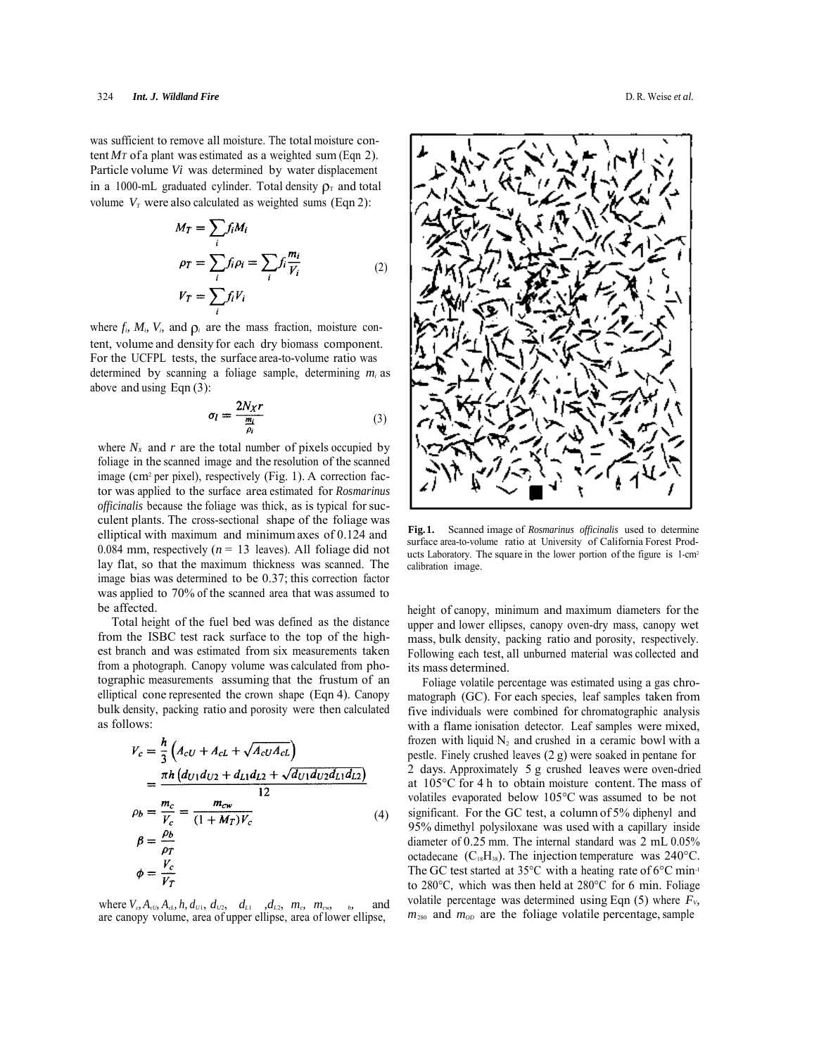was sufficient to remove all moisture. The total moisture content $M_T$ of a plant was estimated as a weighted sum (Eqn 2). Particle volume $V_i$ was determined by water displacement in a 1000-mL graduated cylinder. Total density $\rho_T$ and total volume $V_T$ were also calculated as weighted sums (Eqn 2):

$$
\begin{aligned}
M_T &= \sum_i f_i M_i \\
\rho_T &= \sum_i f_i \rho_i = \sum_i f_i \frac{m_i}{V_i} \\
V_T &= \sum_i f_i V_i
\end{aligned}
\tag{2}
$$

where $f_i$, $M_i$, $V_i$, and $\rho_i$ are the mass fraction, moisture content, volume and density for each dry biomass component. For the UCFPL tests, the surface area-to-volume ratio was determined by scanning a foliage sample, determining $m_i$ as above and using Eqn (3):

$$
\sigma_l = \frac{2N_X r}{\frac{m_i}{\rho_i}} \tag{3}
$$

where $N_X$ and $r$ are the total number of pixels occupied by foliage in the scanned image and the resolution of the scanned image ($cm^2$ per pixel), respectively (Fig. 1). A correction factor was applied to the surface area estimated for *Rosmarinus officinalis* because the foliage was thick, as is typical for succulent plants. The cross-sectional shape of the foliage was elliptical with maximum and minimum axes of 0.124 and 0.084 mm, respectively ($n$ = 13 leaves). All foliage did not lay flat, so that the maximum thickness was scanned. The image bias was determined to be 0.37; this correction factor was applied to 70% of the scanned area that was assumed to be affected.

Total height of the fuel bed was defined as the distance from the ISBC test rack surface to the top of the highest branch and was estimated from six measurements taken from a photograph. Canopy volume was calculated from photographic measurements assuming that the frustum of an elliptical cone represented the crown shape (Eqn 4). Canopy bulk density, packing ratio and porosity were then calculated as follows:

$$
\begin{aligned}
V_c &= \frac{h}{3}\left(A_{cU} + A_{cL} + \sqrt{A_{cU}A_{cL}}\right) \\
&= \frac{\pi h\left(d_{U1}d_{U2} + d_{L1}d_{L2} + \sqrt{d_{U1}d_{U2}d_{L1}d_{L2}}\right)}{12} \\
\rho_b &= \frac{m_c}{V_c} = \frac{m_{cw}}{(1 + M_T)V_c} \\
\beta &= \frac{\rho_b}{\rho_T} \\
\phi &= \frac{V_c}{V_T}
\end{aligned}
\tag{4}
$$

where $V_c$, $A_{cU}$, $A_{cL}$, $h$, $d_{U1}$, $d_{U2}$, $d_{L1}$, $d_{L2}$, $m_c$, $m_{cw}$, $\rho_b$, and are canopy volume, area of upper ellipse, area of lower ellipse, height of canopy, minimum and maximum diameters for the upper and lower ellipses, canopy oven-dry mass, canopy wet mass, bulk density, packing ratio and porosity, respectively. Following each test, all unburned material was collected and its mass determined.

Foliage volatile percentage was estimated using a gas chromatograph (GC). For each species, leaf samples taken from five individuals were combined for chromatographic analysis with a flame ionisation detector. Leaf samples were mixed, frozen with liquid $N_2$ and crushed in a ceramic bowl with a pestle. Finely crushed leaves (2 g) were soaked in pentane for 2 days. Approximately 5 g crushed leaves were oven-dried at 105°C for 4 h to obtain moisture content. The mass of volatiles evaporated below 105°C was assumed to be not significant. For the GC test, a column of 5% diphenyl and 95% dimethyl polysiloxane was used with a capillary inside diameter of 0.25 mm. The internal standard was 2 mL 0.05% octadecane ($C_{18}H_{38}$). The injection temperature was 240°C. The GC test started at 35°C with a heating rate of 6°C $min^{-1}$ to 280°C, which was then held at 280°C for 6 min. Foliage volatile percentage was determined using Eqn (5) where $F_V$, $m_{280}$ and $m_{OD}$ are the foliage volatile percentage, sample

**Fig. 1.** Scanned image of *Rosmarinus officinalis* used to determine surface area-to-volume ratio at University of California Forest Products Laboratory. The square in the lower portion of the figure is 1-$cm^2$ calibration image.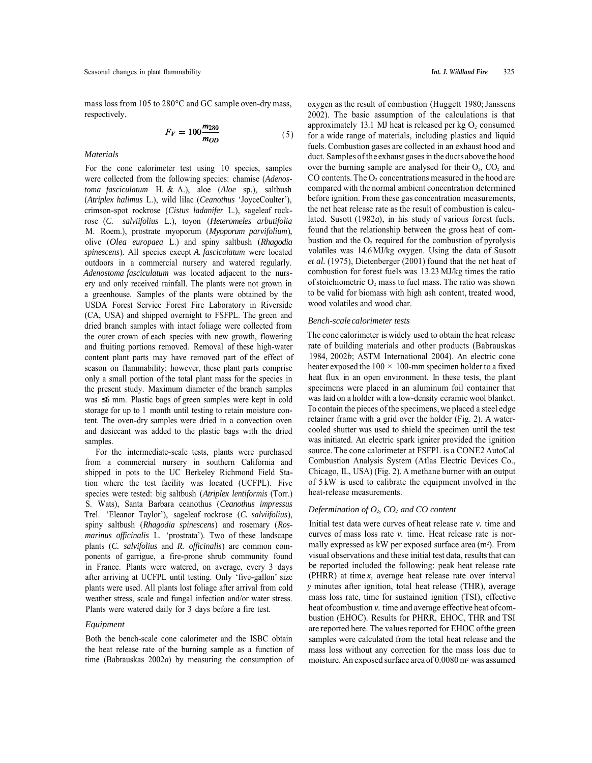mass loss from 105 to 280°C and GC sample oven-dry mass, respectively.

$$F_V = 100\frac{m_{280}}{m_{OD}} \quad (5)$$

### Materials

For the cone calorimeter test using 10 species, samples were collected from the following species: chamise (*Adenostoma fasciculatum* H. & A.), aloe (*Aloe* sp.), saltbush (*Atriplex halimus* L.), wild lilac (*Ceanothus* 'JoyceCoulter'), crimson-spot rockrose (*Cistus ladanifer* L.), sageleaf rockrose (*C. salviifolius* L.), toyon (*Heteromeles arbutifolia* M. Roem.), prostrate myoporum (*Myoporum parvifolium*), olive (*Olea europaea* L.) and spiny saltbush (*Rhagodia spinescens*). All species except *A. fasciculatum* were located outdoors in a commercial nursery and watered regularly. *Adenostoma fasciculatum* was located adjacent to the nursery and only received rainfall. The plants were not grown in a greenhouse. Samples of the plants were obtained by the USDA Forest Service Forest Fire Laboratory in Riverside (CA, USA) and shipped overnight to FSFPL. The green and dried branch samples with intact foliage were collected from the outer crown of each species with new growth, flowering and fruiting portions removed. Removal of these high-water content plant parts may have removed part of the effect of season on flammability; however, these plant parts comprise only a small portion of the total plant mass for the species in the present study. Maximum diameter of the branch samples was ≤6 mm. Plastic bags of green samples were kept in cold storage for up to 1 month until testing to retain moisture content. The oven-dry samples were dried in a convection oven and desiccant was added to the plastic bags with the dried samples.

For the intermediate-scale tests, plants were purchased from a commercial nursery in southern California and shipped in pots to the UC Berkeley Richmond Field Station where the test facility was located (UCFPL). Five species were tested: big saltbush (*Atriplex lentiformis* (Torr.) S. Wats), Santa Barbara ceanothus (*Ceanothus impressus* Trel. 'Eleanor Taylor'), sageleaf rockrose (*C. salviifolius*), spiny saltbush (*Rhagodia spinescens*) and rosemary (*Rosmarinus officinalis* L. 'prostrata'). Two of these landscape plants (*C. salvifolius* and *R. officinalis*) are common components of garrigue, a fire-prone shrub community found in France. Plants were watered, on average, every 3 days after arriving at UCFPL until testing. Only 'five-gallon' size plants were used. All plants lost foliage after arrival from cold weather stress, scale and fungal infection and/or water stress. Plants were watered daily for 3 days before a fire test.

### Equipment

Both the bench-scale cone calorimeter and the ISBC obtain the heat release rate of the burning sample as a function of time (Babrauskas 2002*a*) by measuring the consumption of oxygen as the result of combustion (Huggett 1980; Janssens 2002). The basic assumption of the calculations is that approximately 13.1 MJ heat is released per kg $O_2$ consumed for a wide range of materials, including plastics and liquid fuels. Combustion gases are collected in an exhaust hood and duct. Samples of the exhaust gases in the ducts above the hood over the burning sample are analysed for their $O_2$, $CO_2$ and CO contents. The $O_2$ concentrations measured in the hood are compared with the normal ambient concentration determined before ignition. From these gas concentration measurements, the net heat release rate as the result of combustion is calculated. Susott (1982*a*), in his study of various forest fuels, found that the relationship between the gross heat of combustion and the $O_2$ required for the combustion of pyrolysis volatiles was 14.6 MJ/kg oxygen. Using the data of Susott *et al.* (1975), Dietenberger (2001) found that the net heat of combustion for forest fuels was 13.23 MJ/kg times the ratio of stoichiometric $O_2$ mass to fuel mass. The ratio was shown to be valid for biomass with high ash content, treated wood, wood volatiles and wood char.

### Bench-scale calorimeter tests

The cone calorimeter is widely used to obtain the heat release rate of building materials and other products (Babrauskas 1984, 2002*b*; ASTM International 2004). An electric cone heater exposed the 100 × 100-mm specimen holder to a fixed heat flux in an open environment. In these tests, the plant specimens were placed in an aluminum foil container that was laid on a holder with a low-density ceramic wool blanket. To contain the pieces of the specimens, we placed a steel edge retainer frame with a grid over the holder (Fig. 2). A water-cooled shutter was used to shield the specimen until the test was initiated. An electric spark igniter provided the ignition source. The cone calorimeter at FSFPL is a CONE2 AutoCal Combustion Analysis System (Atlas Electric Devices Co., Chicago, IL, USA) (Fig. 2). A methane burner with an output of 5 kW is used to calibrate the equipment involved in the heat-release measurements.

### Determination of $O_2$, $CO_2$ and CO content

Initial test data were curves of heat release rate *v.* time and curves of mass loss rate *v.* time. Heat release rate is normally expressed as kW per exposed surface area ($m^2$). From visual observations and these initial test data, results that can be reported included the following: peak heat release rate (PHRR) at time *x,* average heat release rate over interval *y* minutes after ignition, total heat release (THR), average mass loss rate, time for sustained ignition (TSI), effective heat of combustion *v.* time and average effective heat of combustion (EHOC). Results for PHRR, EHOC, THR and TSI are reported here. The values reported for EHOC of the green samples were calculated from the total heat release and the mass loss without any correction for the mass loss due to moisture. An exposed surface area of 0.0080 $m^2$ was assumed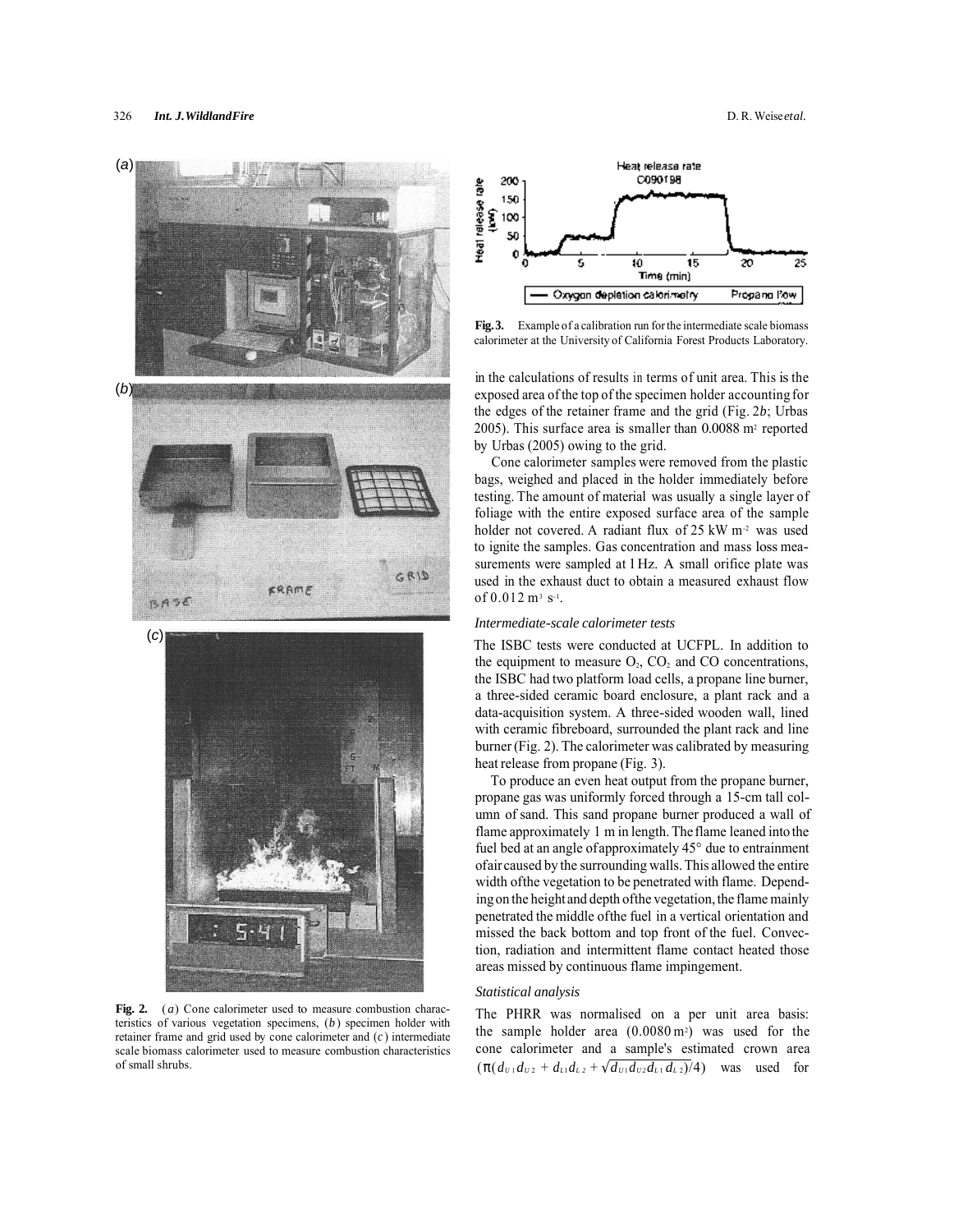Fig. 2. (*a*) Cone calorimeter used to measure combustion characteristics of various vegetation specimens, (*b*) specimen holder with retainer frame and grid used by cone calorimeter and (*c*) intermediate scale biomass calorimeter used to measure combustion characteristics of small shrubs.

**Fig. 3.** Example of a calibration run for the intermediate scale biomass calorimeter at the University of California Forest Products Laboratory.

in the calculations of results in terms of unit area. This is the exposed area of the top of the specimen holder accounting for the edges of the retainer frame and the grid (Fig. 2*b*; Urbas 2005). This surface area is smaller than 0.0088 $m^2$ reported by Urbas (2005) owing to the grid.

Cone calorimeter samples were removed from the plastic bags, weighed and placed in the holder immediately before testing. The amount of material was usually a single layer of foliage with the entire exposed surface area of the sample holder not covered. A radiant flux of 25 kW $m^{-2}$ was used to ignite the samples. Gas concentration and mass loss measurements were sampled at 1 Hz. A small orifice plate was used in the exhaust duct to obtain a measured exhaust flow of 0.012 $m^3$ $s^{-1}$.

### *Intermediate-scale calorimeter tests*

The ISBC tests were conducted at UCFPL. In addition to the equipment to measure $O_2$, $CO_2$ and CO concentrations, the ISBC had two platform load cells, a propane line burner, a three-sided ceramic board enclosure, a plant rack and a data-acquisition system. A three-sided wooden wall, lined with ceramic fibreboard, surrounded the plant rack and line burner (Fig. 2). The calorimeter was calibrated by measuring heat release from propane (Fig. 3).

To produce an even heat output from the propane burner, propane gas was uniformly forced through a 15-cm tall column of sand. This sand propane burner produced a wall of flame approximately 1 m in length. The flame leaned into the fuel bed at an angle of approximately 45° due to entrainment of air caused by the surrounding walls. This allowed the entire width of the vegetation to be penetrated with flame. Depending on the height and depth of the vegetation, the flame mainly penetrated the middle of the fuel in a vertical orientation and missed the back bottom and top front of the fuel. Convection, radiation and intermittent flame contact heated those areas missed by continuous flame impingement.

### *Statistical analysis*

The PHRR was normalised on a per unit area basis: the sample holder area (0.0080 $m^2$) was used for the cone calorimeter and a sample's estimated crown area ($\pi(d_{U1}d_{U2} + d_{L1}d_{L2} + \sqrt{d_{U1}d_{U2}d_{L1}d_{L2}})/4$) was used for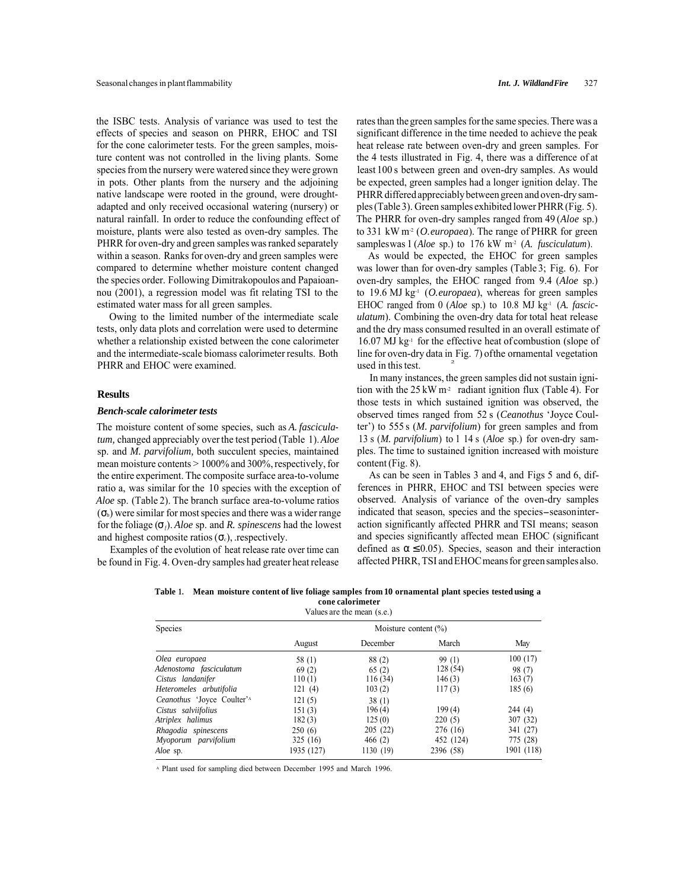the ISBC tests. Analysis of variance was used to test the effects of species and season on PHRR, EHOC and TSI for the cone calorimeter tests. For the green samples, moisture content was not controlled in the living plants. Some species from the nursery were watered since they were grown in pots. Other plants from the nursery and the adjoining native landscape were rooted in the ground, were drought-adapted and only received occasional watering (nursery) or natural rainfall. In order to reduce the confounding effect of moisture, plants were also tested as oven-dry samples. The PHRR for oven-dry and green samples was ranked separately within a season. Ranks for oven-dry and green samples were compared to determine whether moisture content changed the species order. Following Dimitrakopoulos and Papaioannou (2001), a regression model was fit relating TSI to the estimated water mass for all green samples.

Owing to the limited number of the intermediate scale tests, only data plots and correlation were used to determine whether a relationship existed between the cone calorimeter and the intermediate-scale biomass calorimeter results. Both PHRR and EHOC were examined.

## Results

### *Bench-scale calorimeter tests*

The moisture content of some species, such as *A. fasciculatum,* changed appreciably over the test period (Table 1). *Aloe* sp. and *M. parvifolium,* both succulent species, maintained mean moisture contents > 1000% and 300%, respectively, for the entire experiment. The composite surface area-to-volume ratio a, was similar for the 10 species with the exception of *Aloe* sp. (Table 2). The branch surface area-to-volume ratios ($\sigma_b$) were similar for most species and there was a wider range for the foliage ($\sigma_l$). *Aloe* sp. and *R. spinescens* had the lowest and highest composite ratios ($\sigma_c$), .respectively.

Examples of the evolution of heat release rate over time can be found in Fig. 4. Oven-dry samples had greater heat release rates than the green samples for the same species. There was a significant difference in the time needed to achieve the peak heat release rate between oven-dry and green samples. For the 4 tests illustrated in Fig. 4, there was a difference of at least 100 s between green and oven-dry samples. As would be expected, green samples had a longer ignition delay. The PHRR differed appreciably between green and oven-dry samples (Table 3). Green samples exhibited lower PHRR (Fig. 5). The PHRR for oven-dry samples ranged from 49 (*Aloe* sp.) to 331 kW m$^{-2}$ (*O. europaea*). The range of PHRR for green samples was 1 (*Aloe* sp.) to 176 kW m$^{-2}$ (*A. fusciculatum*).

As would be expected, the EHOC for green samples was lower than for oven-dry samples (Table 3; Fig. 6). For oven-dry samples, the EHOC ranged from 9.4 (*Aloe* sp.) to 19.6 MJ kg$^{-1}$ (*O. europaea*), whereas for green samples EHOC ranged from 0 (*Aloe* sp.) to 10.8 MJ kg$^{-1}$ (*A. fasciculatum*). Combining the oven-dry data for total heat release and the dry mass consumed resulted in an overall estimate of 16.07 MJ kg$^{-1}$ for the effective heat of combustion (slope of line for oven-dry data in Fig. 7) of the ornamental vegetation used in this test.

In many instances, the green samples did not sustain ignition with the 25 kW m$^{-2}$ radiant ignition flux (Table 4). For those tests in which sustained ignition was observed, the observed times ranged from 52 s (*Ceanothus* 'Joyce Coulter') to 555 s (*M. parvifolium*) for green samples and from 13 s (*M. parvifolium*) to 1 14 s (*Aloe* sp.) for oven-dry samples. The time to sustained ignition increased with moisture content (Fig. 8).

As can be seen in Tables 3 and 4, and Figs 5 and 6, differences in PHRR, EHOC and TSI between species were observed. Analysis of variance of the oven-dry samples indicated that season, species and the species–season interaction significantly affected PHRR and TSI means; season and species significantly affected mean EHOC (significant defined as $\alpha \leq 0.05$). Species, season and their interaction affected PHRR, TSI and EHOC means for green samples also.

**Table 1. Mean moisture content of live foliage samples from 10 ornamental plant species tested using a cone calorimeter**

Values are the mean (s.e.)

| Species | Moisture content (%) | | | |
|---|---|---|---|---|
| | August | December | March | May |
| *Olea europaea* | 58 (1) | 88 (2) | 99 (1) | 100 (17) |
| *Adenostoma fasciculatum* | 69 (2) | 65 (2) | 128 (54) | 98 (7) |
| *Cistus landanifer* | 110 (1) | 116 (34) | 146 (3) | 163 (7) |
| *Heteromeles arbutifolia* | 121 (4) | 103 (2) | 117 (3) | 185 (6) |
| *Ceanothus* 'Joyce Coulter'[A] | 121 (5) | 38 (1) | | |
| *Cistus salviifolius* | 151 (3) | 196 (4) | 199 (4) | 244 (4) |
| *Atriplex halimus* | 182 (3) | 125 (0) | 220 (5) | 307 (32) |
| *Rhagodia spinescens* | 250 (6) | 205 (22) | 276 (16) | 341 (27) |
| *Myoporum parvifolium* | 325 (16) | 466 (2) | 452 (124) | 775 (28) |
| *Aloe* sp. | 1935 (127) | 1130 (19) | 2396 (58) | 1901 (118) |

[A] Plant used for sampling died between December 1995 and March 1996.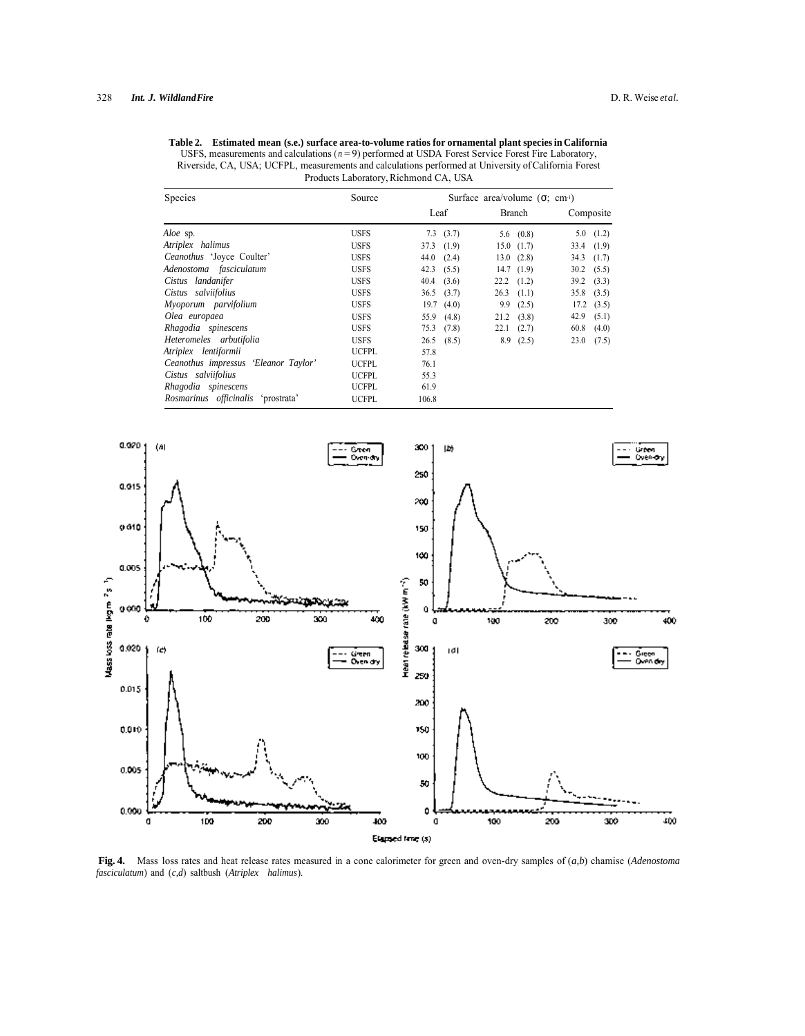**Table 2. Estimated mean (s.e.) surface area-to-volume ratios for ornamental plant species in California**
USFS, measurements and calculations ($n = 9$) performed at USDA Forest Service Forest Fire Laboratory, Riverside, CA, USA; UCFPL, measurements and calculations performed at University of California Forest Products Laboratory, Richmond CA, USA

| Species | Source | Surface area/volume (σ; $cm^{-1}$) | | |
|---|---|---|---|---|
| | | Leaf | Branch | Composite |
| *Aloe* sp. | USFS | 7.3 (3.7) | 5.6 (0.8) | 5.0 (1.2) |
| *Atriplex halimus* | USFS | 37.3 (1.9) | 15.0 (1.7) | 33.4 (1.9) |
| *Ceanothus* 'Joyce Coulter' | USFS | 44.0 (2.4) | 13.0 (2.8) | 34.3 (1.7) |
| *Adenostoma fasciculatum* | USFS | 42.3 (5.5) | 14.7 (1.9) | 30.2 (5.5) |
| *Cistus landanifer* | USFS | 40.4 (3.6) | 22.2 (1.2) | 39.2 (3.3) |
| *Cistus salviifolius* | USFS | 36.5 (3.7) | 26.3 (1.1) | 35.8 (3.5) |
| *Myoporum parvifolium* | USFS | 19.7 (4.0) | 9.9 (2.5) | 17.2 (3.5) |
| *Olea europaea* | USFS | 55.9 (4.8) | 21.2 (3.8) | 42.9 (5.1) |
| *Rhagodia spinescens* | USFS | 75.3 (7.8) | 22.1 (2.7) | 60.8 (4.0) |
| *Heteromeles arbutifolia* | USFS | 26.5 (8.5) | 8.9 (2.5) | 23.0 (7.5) |
| *Atriplex lentiformii* | UCFPL | 57.8 | | |
| *Ceanothus impressus* 'Eleanor Taylor' | UCFPL | 76.1 | | |
| *Cistus salviifolius* | UCFPL | 55.3 | | |
| *Rhagodia spinescens* | UCFPL | 61.9 | | |
| *Rosmarinus officinalis* 'prostrata' | UCFPL | 106.8 | | |

**Fig. 4.** Mass loss rates and heat release rates measured in a cone calorimeter for green and oven-dry samples of (*a*,*b*) chamise (*Adenostoma fasciculatum*) and (*c*,*d*) saltbush (*Atriplex halimus*).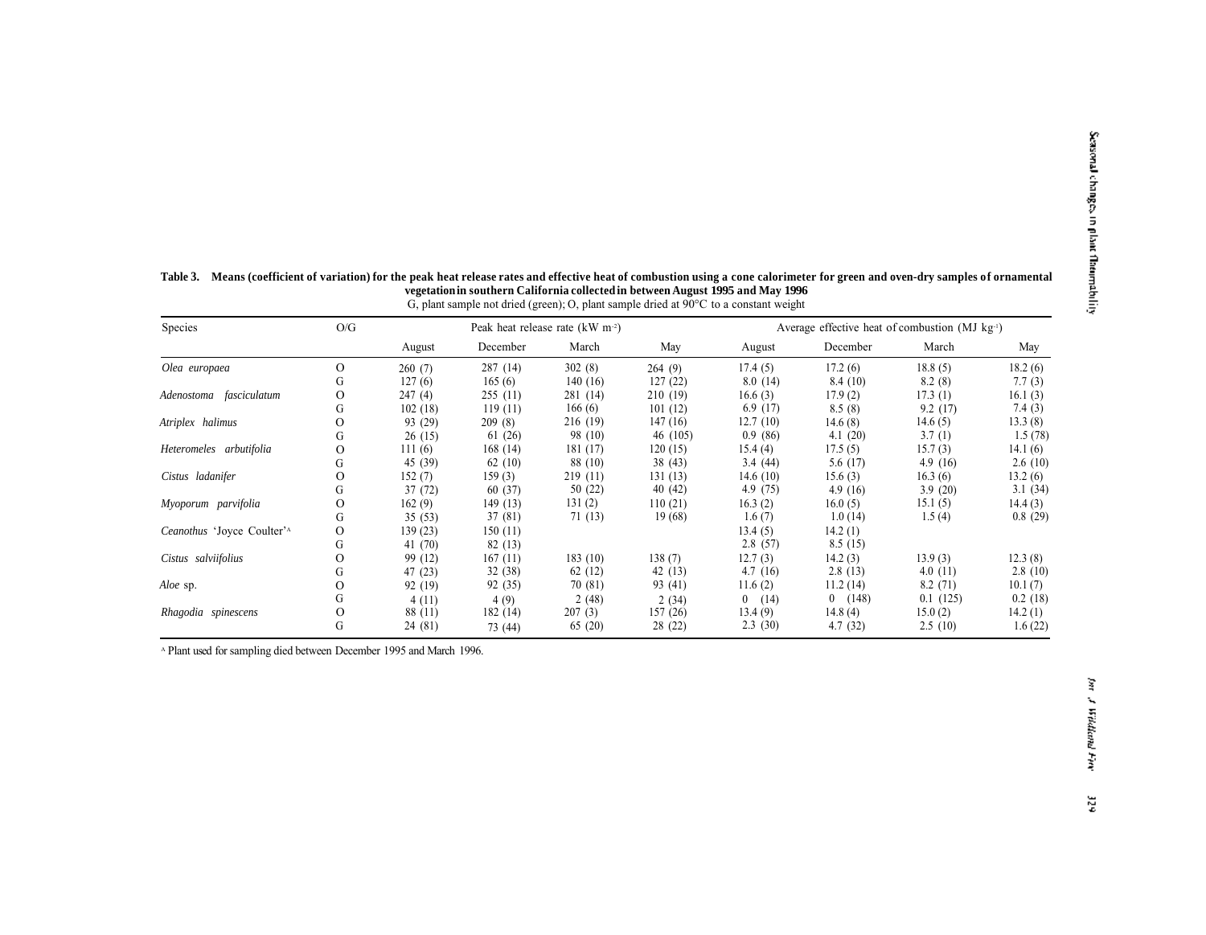**Table 3. Means (coefficient of variation) for the peak heat release rates and effective heat of combustion using a cone calorimeter for green and oven-dry samples of ornamental vegetation in southern California collected in between August 1995 and May 1996**

G, plant sample not dried (green); O, plant sample dried at 90°C to a constant weight

| Species | O/G | Peak heat release rate (kW m$^{-2}$) | | | | Average effective heat of combustion (MJ kg$^{-1}$) | | | |
|---|---|---|---|---|---|---|---|---|---|
| | | August | December | March | May | August | December | March | May |
| *Olea europaea* | O | 260 (7) | 287 (14) | 302 (8) | 264 (9) | 17.4 (5) | 17.2 (6) | 18.8 (5) | 18.2 (6) |
| | G | 127 (6) | 165 (6) | 140 (16) | 127 (22) | 8.0 (14) | 8.4 (10) | 8.2 (8) | 7.7 (3) |
| *Adenostoma fasciculatum* | O | 247 (4) | 255 (11) | 281 (14) | 210 (19) | 16.6 (3) | 17.9 (2) | 17.3 (1) | 16.1 (3) |
| | G | 102 (18) | 119 (11) | 166 (6) | 101 (12) | 6.9 (17) | 8.5 (8) | 9.2 (17) | 7.4 (3) |
| *Atriplex halimus* | O | 93 (29) | 209 (8) | 216 (19) | 147 (16) | 12.7 (10) | 14.6 (8) | 14.6 (5) | 13.3 (8) |
| | G | 26 (15) | 61 (26) | 98 (10) | 46 (105) | 0.9 (86) | 4.1 (20) | 3.7 (1) | 1.5 (78) |
| *Heteromeles arbutifolia* | O | 111 (6) | 168 (14) | 181 (17) | 120 (15) | 15.4 (4) | 17.5 (5) | 15.7 (3) | 14.1 (6) |
| | G | 45 (39) | 62 (10) | 88 (10) | 38 (43) | 3.4 (44) | 5.6 (17) | 4.9 (16) | 2.6 (10) |
| *Cistus ladanifer* | O | 152 (7) | 159 (3) | 219 (11) | 131 (13) | 14.6 (10) | 15.6 (3) | 16.3 (6) | 13.2 (6) |
| | G | 37 (72) | 60 (37) | 50 (22) | 40 (42) | 4.9 (75) | 4.9 (16) | 3.9 (20) | 3.1 (34) |
| *Myoporum parvifolia* | O | 162 (9) | 149 (13) | 131 (2) | 110 (21) | 16.3 (2) | 16.0 (5) | 15.1 (5) | 14.4 (3) |
| | G | 35 (53) | 37 (81) | 71 (13) | 19 (68) | 1.6 (7) | 1.0 (14) | 1.5 (4) | 0.8 (29) |
| *Ceanothus* 'Joyce Coulter'[A] | O | 139 (23) | 150 (11) | | | 13.4 (5) | 14.2 (1) | | |
| | G | 41 (70) | 82 (13) | | | 2.8 (57) | 8.5 (15) | | |
| *Cistus salviifolius* | O | 99 (12) | 167 (11) | 183 (10) | 138 (7) | 12.7 (3) | 14.2 (3) | 13.9 (3) | 12.3 (8) |
| | G | 47 (23) | 32 (38) | 62 (12) | 42 (13) | 4.7 (16) | 2.8 (13) | 4.0 (11) | 2.8 (10) |
| *Aloe* sp. | O | 92 (19) | 92 (35) | 70 (81) | 93 (41) | 11.6 (2) | 11.2 (14) | 8.2 (71) | 10.1 (7) |
| | G | 4 (11) | 4 (9) | 2 (48) | 2 (34) | 0 (14) | 0 (148) | 0.1 (125) | 0.2 (18) |
| *Rhagodia spinescens* | O | 88 (11) | 182 (14) | 207 (3) | 157 (26) | 13.4 (9) | 14.8 (4) | 15.0 (2) | 14.2 (1) |
| | G | 24 (81) | 73 (44) | 65 (20) | 28 (22) | 2.3 (30) | 4.7 (32) | 2.5 (10) | 1.6 (22) |

[A] Plant used for sampling died between December 1995 and March 1996.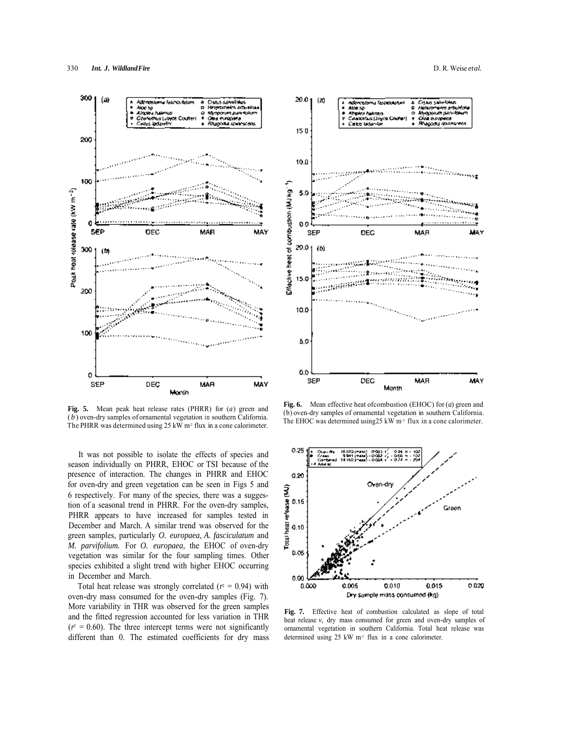**Fig. 5.** Mean peak heat release rates (PHRR) for (*a*) green and (*b*) oven-dry samples of ornamental vegetation in southern California. The PHRR was determined using 25 kW m$^{-2}$ flux in a cone calorimeter.

**Fig. 6.** Mean effective heat of combustion (EHOC) for (*a*) green and (*b*) oven-dry samples of ornamental vegetation in southern California. The EHOC was determined using 25 kW m$^{-2}$ flux in a cone calorimeter.

It was not possible to isolate the effects of species and season individually on PHRR, EHOC or TSI because of the presence of interaction. The changes in PHRR and EHOC for oven-dry and green vegetation can be seen in Figs 5 and 6 respectively. For many of the species, there was a suggestion of a seasonal trend in PHRR. For the oven-dry samples, PHRR appears to have increased for samples tested in December and March. A similar trend was observed for the green samples, particularly *O. europaea, A. fasciculatum* and *M. parvifolium.* For *O. europaea,* the EHOC of oven-dry vegetation was similar for the four sampling times. Other species exhibited a slight trend with higher EHOC occurring in December and March.

Total heat release was strongly correlated ($r^2 = 0.94$) with oven-dry mass consumed for the oven-dry samples (Fig. 7). More variability in THR was observed for the green samples and the fitted regression accounted for less variation in THR ($r^2 = 0.60$). The three intercept terms were not significantly different than 0. The estimated coefficients for dry mass

**Fig. 7.** Effective heat of combustion calculated as slope of total heat release *v*, dry mass consumed for green and oven-dry samples of ornamental vegetation in southern California. Total heat release was determined using 25 kW m$^{-2}$ flux in a cone calorimeter.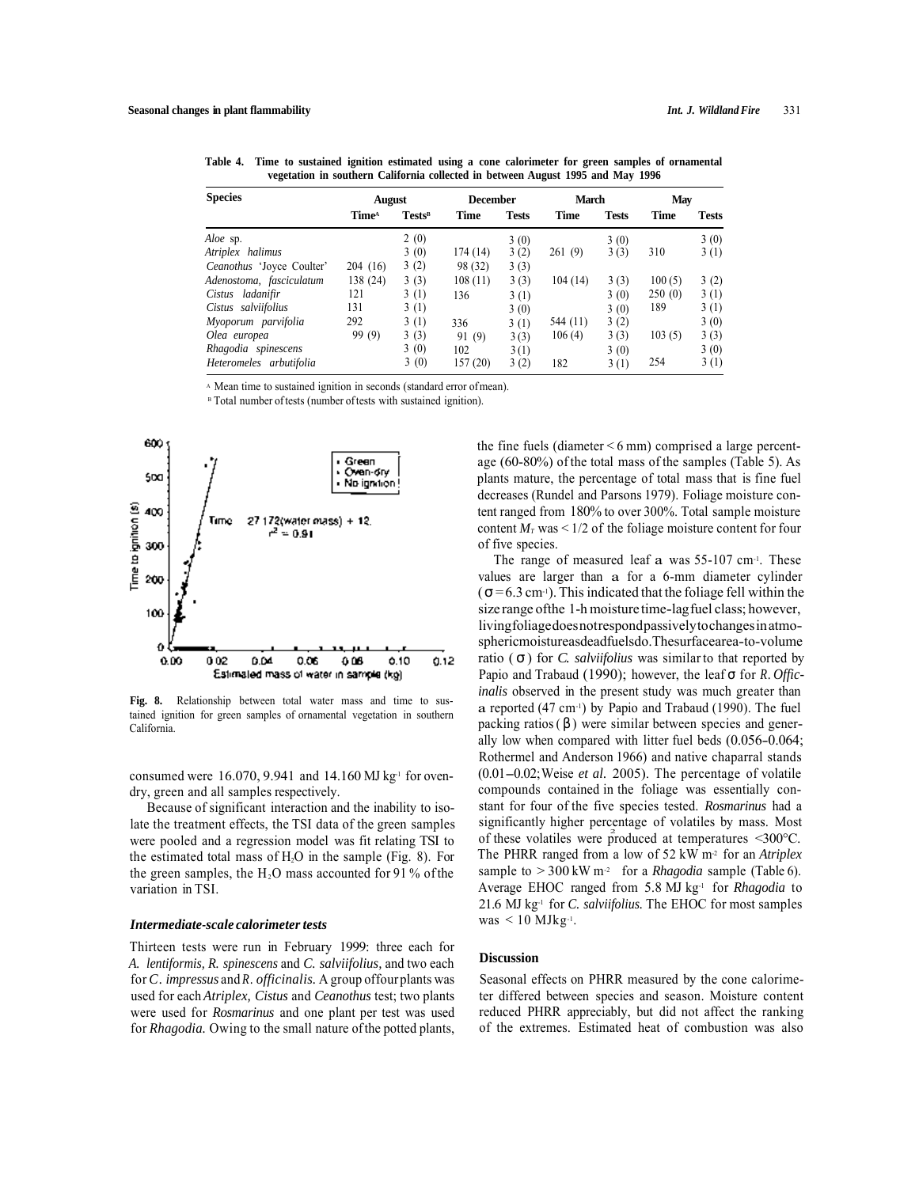**Table 4. Time to sustained ignition estimated using a cone calorimeter for green samples of ornamental vegetation in southern California collected in between August 1995 and May 1996**

| Species | August | | December | | March | | May | |
|---|---|---|---|---|---|---|---|---|
| | Time[A] | Tests[B] | Time | Tests | Time | Tests | Time | Tests |
| *Aloe* sp. | | 2 (0) | | 3 (0) | | 3 (0) | | 3 (0) |
| *Atriplex halimus* | | 3 (0) | 174 (14) | 3 (2) | 261 (9) | 3 (3) | 310 | 3 (1) |
| *Ceanothus* 'Joyce Coulter' | 204 (16) | 3 (2) | 98 (32) | 3 (3) | | | | |
| *Adenostoma, fasciculatum* | 138 (24) | 3 (3) | 108 (11) | 3 (3) | 104 (14) | 3 (3) | 100 (5) | 3 (2) |
| *Cistus ladanifir* | 121 | 3 (1) | 136 | 3 (1) | | 3 (0) | 250 (0) | 3 (1) |
| *Cistus salviifolius* | 131 | 3 (1) | | 3 (0) | | 3 (0) | 189 | 3 (1) |
| *Myoporum parvifolia* | 292 | 3 (1) | 336 | 3 (1) | 544 (11) | 3 (2) | | 3 (0) |
| *Olea europea* | 99 (9) | 3 (3) | 91 (9) | 3 (3) | 106 (4) | 3 (3) | 103 (5) | 3 (3) |
| *Rhagodia spinescens* | | 3 (0) | 102 | 3 (1) | | 3 (0) | | 3 (0) |
| *Heteromeles arbutifolia* | | 3 (0) | 157 (20) | 3 (2) | 182 | 3 (1) | 254 | 3 (1) |

[A] Mean time to sustained ignition in seconds (standard error of mean).
[B] Total number of tests (number of tests with sustained ignition).

**Fig. 8.** Relationship between total water mass and time to sustained ignition for green samples of ornamental vegetation in southern California.

consumed were 16.070, 9.941 and 14.160 MJ kg$^{-1}$ for oven-dry, green and all samples respectively.

Because of significant interaction and the inability to isolate the treatment effects, the TSI data of the green samples were pooled and a regression model was fit relating TSI to the estimated total mass of $H_2O$ in the sample (Fig. 8). For the green samples, the $H_2O$ mass accounted for 91% of the variation in TSI.

### *Intermediate-scale calorimeter tests*

Thirteen tests were run in February 1999: three each for *A. lentiformis, R. spinescens* and *C. salviifolius,* and two each for *C. impressus* and *R. officinalis.* A group of four plants was used for each *Atriplex, Cistus* and *Ceanothus* test; two plants were used for *Rosmarinus* and one plant per test was used for *Rhagodia.* Owing to the small nature of the potted plants, the fine fuels (diameter < 6 mm) comprised a large percentage (60-80%) of the total mass of the samples (Table 5). As plants mature, the percentage of total mass that is fine fuel decreases (Rundel and Parsons 1979). Foliage moisture content ranged from 180% to over 300%. Total sample moisture content $M_T$ was < 1/2 of the foliage moisture content for four of five species.

The range of measured leaf $\sigma$ was 55-107 cm$^{-1}$. These values are larger than $\sigma$ for a 6-mm diameter cylinder ($\sigma = 6.3$ cm$^{-1}$). This indicated that the foliage fell within the size range of the 1-h moisture time-lag fuel class; however, living foliage does not respond passively to changes in atmospheric moisture as dead fuels do. The surface area-to-volume ratio ($\sigma$) for *C. salviifolius* was similar to that reported by Papio and Trabaud (1990); however, the leaf $\sigma$ for *R. officinalis* observed in the present study was much greater than $\sigma$ reported (47 cm$^{-1}$) by Papio and Trabaud (1990). The fuel packing ratios ($\beta$) were similar between species and generally low when compared with litter fuel beds (0.056–0.064; Rothermel and Anderson 1966) and native chaparral stands (0.01–0.02; Weise *et al.* 2005). The percentage of volatile compounds contained in the foliage was essentially constant for four of the five species tested. *Rosmarinus* had a significantly higher percentage of volatiles by mass. Most of these volatiles were produced at temperatures <300°C. The PHRR ranged from a low of 52 kW m$^{-2}$ for an *Atriplex* sample to > 300 kW m$^{-2}$ for a *Rhagodia* sample (Table 6). Average EHOC ranged from 5.8 MJ kg$^{-1}$ for *Rhagodia* to 21.6 MJ kg$^{-1}$ for *C. salviifolius.* The EHOC for most samples was < 10 MJ kg$^{-1}$.

## Discussion

Seasonal effects on PHRR measured by the cone calorimeter differed between species and season. Moisture content reduced PHRR appreciably, but did not affect the ranking of the extremes. Estimated heat of combustion was also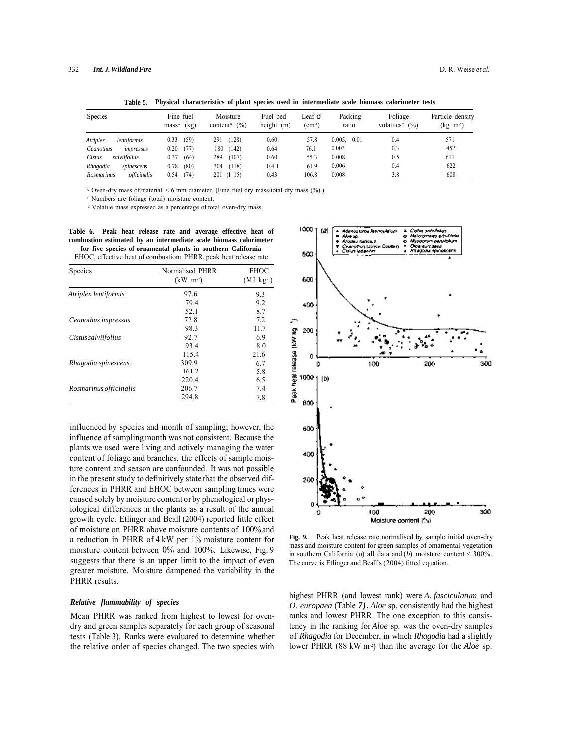**Table 5. Physical characteristics of plant species used in intermediate scale biomass calorimeter tests**

| Species | Fine fuel mass[A] (kg) | Moisture content[B] (%) | Fuel bed height (m) | Leaf σ (cm⁻¹) | Packing ratio | Foliage volatiles[C] (%) | Particle density (kg m⁻³) |
|---|---|---|---|---|---|---|---|
| *Atriplex lentiformis* | 0.33 (59) | 291 (128) | 0.60 | 57.8 | 0.005, 0.01 | 0.4 | 571 |
| *Ceanothus impressus* | 0.20 (77) | 180 (142) | 0.64 | 76.1 | 0.003 | 0.3 | 452 |
| *Cistus salviifolius* | 0.37 (64) | 289 (107) | 0.60 | 55.3 | 0.008 | 0.5 | 611 |
| *Rhagodia spinescens* | 0.78 (80) | 304 (118) | 0.4 I | 61.9 | 0.006 | 0.4 | 622 |
| *Rosmarinus officinalis* | 0.54 (74) | 201 (I 15) | 0.43 | 106.8 | 0.008 | 3.8 | 608 |

[A] Oven-dry mass of material < 6 mm diameter. (Fine fuel dry mass/total dry mass (%).)

[B] Numbers are foliage (total) moisture content.

[C] Volatile mass expressed as a percentage of total oven-dry mass.

**Table 6. Peak heat release rate and average effective heat of combustion estimated by an intermediate scale biomass calorimeter for five species of ornamental plants in southern California**

EHOC, effective heat of combustion; PHRR, peak heat release rate

| Species | Normalised PHRR (kW m⁻²) | EHOC (MJ kg⁻¹) |
|---|---|---|
| *Atriplex lentiformis* | 97.6 | 9.3 |
| | 79.4 | 9.2 |
| | 52.1 | 8.7 |
| *Ceanothus impressus* | 72.8 | 7.2 |
| | 98.3 | 11.7 |
| *Cistus salviifolius* | 92.7 | 6.9 |
| | 93.4 | 8.0 |
| | 115.4 | 21.6 |
| *Rhagodia spinescens* | 309.9 | 6.7 |
| | 161.2 | 5.8 |
| | 220.4 | 6.5 |
| *Rosmarinus officinalis* | 206.7 | 7.4 |
| | 294.8 | 7.8 |

influenced by species and month of sampling; however, the influence of sampling month was not consistent. Because the plants we used were living and actively managing the water content of foliage and branches, the effects of sample moisture content and season are confounded. It was not possible in the present study to definitively state that the observed differences in PHRR and EHOC between sampling times were caused solely by moisture content or by phenological or physiological differences in the plants as a result of the annual growth cycle. Etlinger and Beall (2004) reported little effect of moisture on PHRR above moisture contents of 100% and a reduction in PHRR of 4 kW per 1% moisture content for moisture content between 0% and 100%. Likewise, Fig. 9 suggests that there is an upper limit to the impact of even greater moisture. Moisture dampened the variability in the PHRR results.

**Fig. 9.** Peak heat release rate normalised by sample initial oven-dry mass and moisture content for green samples of ornamental vegetation in southern California: (*a*) all data and (*b*) moisture content < 300%. The curve is Etlinger and Beall's (2004) fitted equation.

### *Relative flammability of species*

Mean PHRR was ranked from highest to lowest for oven-dry and green samples separately for each group of seasonal tests (Table 3). Ranks were evaluated to determine whether the relative order of species changed. The two species with highest PHRR (and lowest rank) were *A. fasciculatum* and *O. europaea* (Table 7). *Aloe* sp. consistently had the highest ranks and lowest PHRR. The one exception to this consistency in the ranking for *Aloe* sp. was the oven-dry samples of *Rhagodia* for December, in which *Rhagodia* had a slightly lower PHRR (88 kW m⁻²) than the average for the *Aloe* sp.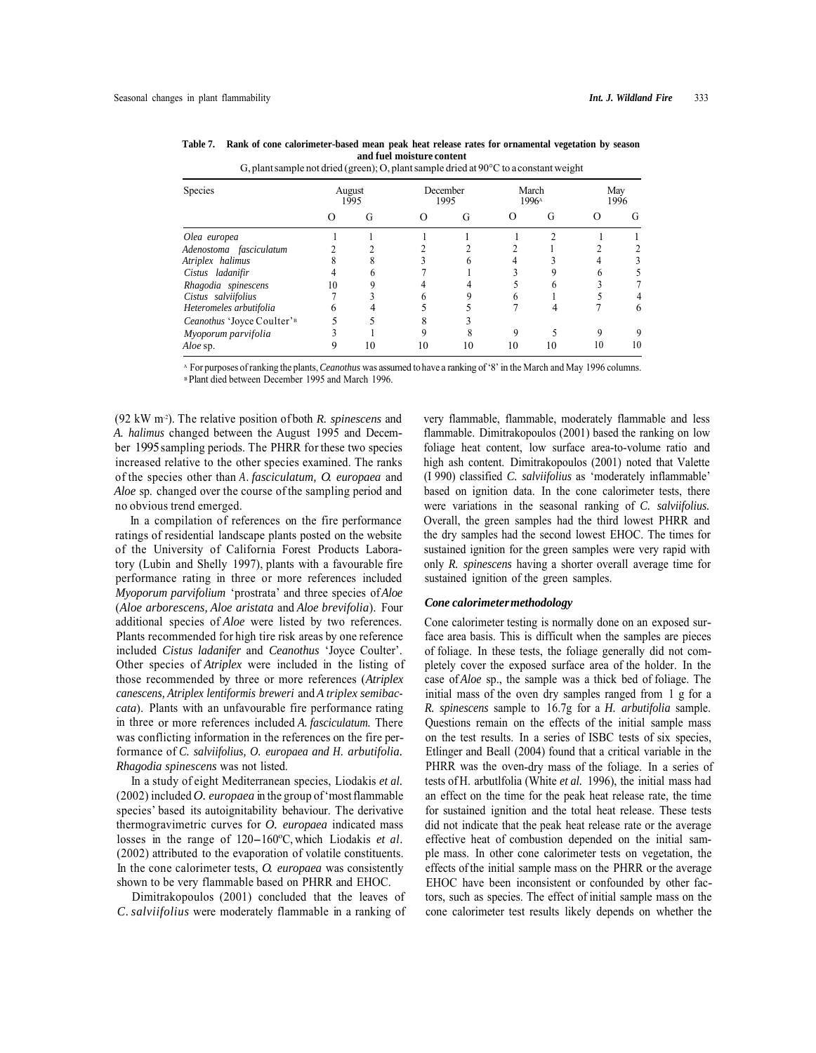**Table 7. Rank of cone calorimeter-based mean peak heat release rates for ornamental vegetation by season and fuel moisture content**

G, plant sample not dried (green); O, plant sample dried at 90°C to a constant weight

| Species | August 1995 | | December 1995 | | March 1996[A] | | May 1996 | |
|---|---|---|---|---|---|---|---|---|
| | O | G | O | G | O | G | O | G |
| *Olea europea* | 1 | 1 | 1 | 1 | 1 | 2 | 1 | 1 |
| *Adenostoma fasciculatum* | 2 | 2 | 2 | 2 | 2 | 1 | 2 | 2 |
| *Atriplex halimus* | 8 | 8 | 3 | 6 | 4 | 3 | 4 | 3 |
| *Cistus ladanifir* | 4 | 6 | 7 | 1 | 3 | 9 | 6 | 5 |
| *Rhagodia spinescens* | 10 | 9 | 4 | 4 | 5 | 6 | 3 | 7 |
| *Cistus salviifolius* | 7 | 3 | 6 | 9 | 6 | 1 | 5 | 4 |
| *Heteromeles arbutifolia* | 6 | 4 | 5 | 5 | 7 | 4 | 7 | 6 |
| *Ceanothus* 'Joyce Coulter'[B] | 5 | 5 | 8 | 3 | | | | |
| *Myoporum parvifolia* | 3 | 1 | 9 | 8 | 9 | 5 | 9 | 9 |
| *Aloe* sp. | 9 | 10 | 10 | 10 | 10 | 10 | 10 | 10 |

[A] For purposes of ranking the plants, *Ceanothus* was assumed to have a ranking of '8' in the March and May 1996 columns.
[B] Plant died between December 1995 and March 1996.

(92 kW m$^{-2}$). The relative position of both *R. spinescens* and *A. halimus* changed between the August 1995 and December 1995 sampling periods. The PHRR for these two species increased relative to the other species examined. The ranks of the species other than *A. fasciculatum, O. europaea* and *Aloe* sp. changed over the course of the sampling period and no obvious trend emerged.

In a compilation of references on the fire performance ratings of residential landscape plants posted on the website of the University of California Forest Products Laboratory (Lubin and Shelly 1997), plants with a favourable fire performance rating in three or more references included *Myoporum parvifolium* 'prostrata' and three species of *Aloe* (*Aloe arborescens, Aloe aristata* and *Aloe brevifolia*). Four additional species of *Aloe* were listed by two references. Plants recommended for high tire risk areas by one reference included *Cistus ladanifer* and *Ceanothus* 'Joyce Coulter'. Other species of *Atriplex* were included in the listing of those recommended by three or more references (*Atriplex canescens, Atriplex lentiformis breweri* and *A triplex semibaccata*). Plants with an unfavourable fire performance rating in three or more references included *A. fasciculatum.* There was conflicting information in the references on the fire performance of *C. salviifolius, O. europaea and H. arbutifolia*. *Rhagodia spinescens* was not listed.

In a study of eight Mediterranean species, Liodakis *et al.* (2002) included *O. europaea* in the group of 'most flammable species' based its autoignitability behaviour. The derivative thermogravimetric curves for *O. europaea* indicated mass losses in the range of 120–160°C, which Liodakis *et al*. (2002) attributed to the evaporation of volatile constituents. In the cone calorimeter tests, *O. europaea* was consistently shown to be very flammable based on PHRR and EHOC.

Dimitrakopoulos (2001) concluded that the leaves of *C. salviifolius* were moderately flammable in a ranking of very flammable, flammable, moderately flammable and less flammable. Dimitrakopoulos (2001) based the ranking on low foliage heat content, low surface area-to-volume ratio and high ash content. Dimitrakopoulos (2001) noted that Valette (I 990) classified *C. salviifolius* as 'moderately inflammable' based on ignition data. In the cone calorimeter tests, there were variations in the seasonal ranking of *C. salviifolius.* Overall, the green samples had the third lowest PHRR and the dry samples had the second lowest EHOC. The times for sustained ignition for the green samples were very rapid with only *R. spinescens* having a shorter overall average time for sustained ignition of the green samples.

### *Cone calorimeter methodology*

Cone calorimeter testing is normally done on an exposed surface area basis. This is difficult when the samples are pieces of foliage. In these tests, the foliage generally did not completely cover the exposed surface area of the holder. In the case of *Aloe* sp., the sample was a thick bed of foliage. The initial mass of the oven dry samples ranged from 1 g for a *R. spinescens* sample to 16.7g for a *H. arbutifolia* sample. Questions remain on the effects of the initial sample mass on the test results. In a series of ISBC tests of six species, Etlinger and Beall (2004) found that a critical variable in the PHRR was the oven-dry mass of the foliage. In a series of tests of H. arbutlfolia (White *et al.* 1996), the initial mass had an effect on the time for the peak heat release rate, the time for sustained ignition and the total heat release. These tests did not indicate that the peak heat release rate or the average effective heat of combustion depended on the initial sample mass. In other cone calorimeter tests on vegetation, the effects of the initial sample mass on the PHRR or the average EHOC have been inconsistent or confounded by other factors, such as species. The effect of initial sample mass on the cone calorimeter test results likely depends on whether the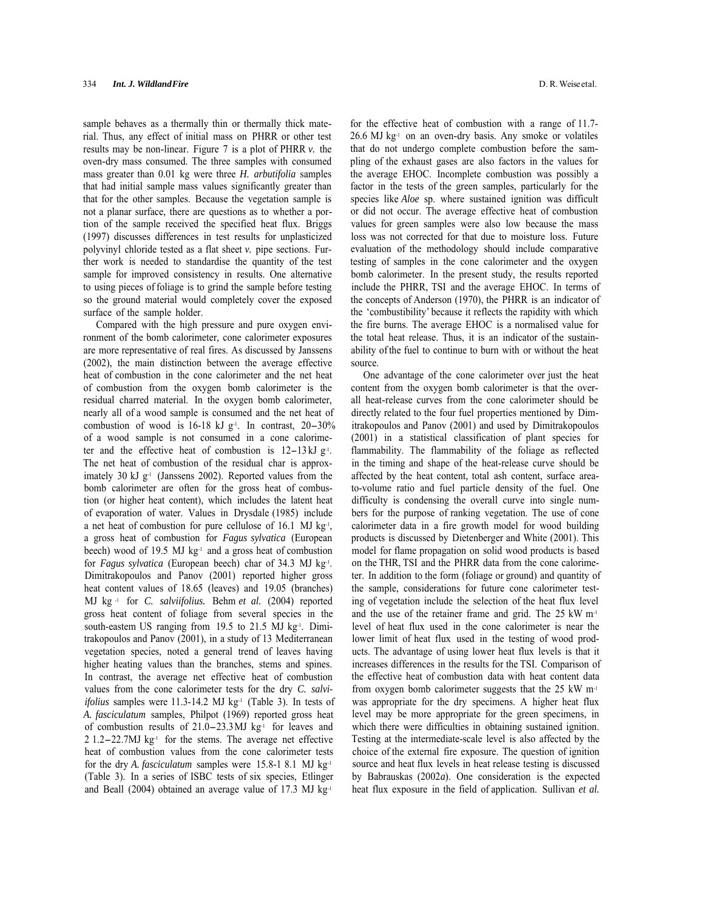sample behaves as a thermally thin or thermally thick material. Thus, any effect of initial mass on PHRR or other test results may be non-linear. Figure 7 is a plot of PHRR *v.* the oven-dry mass consumed. The three samples with consumed mass greater than 0.01 kg were three *H. arbutifolia* samples that had initial sample mass values significantly greater than that for the other samples. Because the vegetation sample is not a planar surface, there are questions as to whether a portion of the sample received the specified heat flux. Briggs (1997) discusses differences in test results for unplasticized polyvinyl chloride tested as a flat sheet *v.* pipe sections. Further work is needed to standardise the quantity of the test sample for improved consistency in results. One alternative to using pieces of foliage is to grind the sample before testing so the ground material would completely cover the exposed surface of the sample holder.

Compared with the high pressure and pure oxygen environment of the bomb calorimeter, cone calorimeter exposures are more representative of real fires. As discussed by Janssens (2002), the main distinction between the average effective heat of combustion in the cone calorimeter and the net heat of combustion from the oxygen bomb calorimeter is the residual charred material. In the oxygen bomb calorimeter, nearly all of a wood sample is consumed and the net heat of combustion of wood is 16-18 kJ $g^{-1}$. In contrast, 20–30% of a wood sample is not consumed in a cone calorimeter and the effective heat of combustion is 12–13 kJ $g^{-1}$. The net heat of combustion of the residual char is approximately 30 kJ $g^{-1}$ (Janssens 2002). Reported values from the bomb calorimeter are often for the gross heat of combustion (or higher heat content), which includes the latent heat of evaporation of water. Values in Drysdale (1985) include a net heat of combustion for pure cellulose of 16.1 MJ $kg^{-1}$, a gross heat of combustion for *Fagus sylvatica* (European beech) wood of 19.5 MJ $kg^{-1}$ and a gross heat of combustion for *Fagus sylvatica* (European beech) char of 34.3 MJ $kg^{-1}$. Dimitrakopoulos and Panov (2001) reported higher gross heat content values of 18.65 (leaves) and 19.05 (branches) MJ $kg^{-1}$ for *C. salviifolius.* Behm *et al.* (2004) reported gross heat content of foliage from several species in the south-eastern US ranging from 19.5 to 21.5 MJ $kg^{-1}$. Dimitrakopoulos and Panov (2001), in a study of 13 Mediterranean vegetation species, noted a general trend of leaves having higher heating values than the branches, stems and spines. In contrast, the average net effective heat of combustion values from the cone calorimeter tests for the dry *C. salviifolius* samples were 11.3-14.2 MJ $kg^{-1}$ (Table 3). In tests of *A. fasciculatum* samples, Philpot (1969) reported gross heat of combustion results of 21.0–23.3 MJ $kg^{-1}$ for leaves and 21.2–22.7 MJ $kg^{-1}$ for the stems. The average net effective heat of combustion values from the cone calorimeter tests for the dry *A. fasciculatum* samples were 15.8-18.1 MJ $kg^{-1}$ (Table 3). In a series of ISBC tests of six species, Etlinger and Beall (2004) obtained an average value of 17.3 MJ $kg^{-1}$ for the effective heat of combustion with a range of 11.7-26.6 MJ $kg^{-1}$ on an oven-dry basis. Any smoke or volatiles that do not undergo complete combustion before the sampling of the exhaust gases are also factors in the values for the average EHOC. Incomplete combustion was possibly a factor in the tests of the green samples, particularly for the species like *Aloe* sp. where sustained ignition was difficult or did not occur. The average effective heat of combustion values for green samples were also low because the mass loss was not corrected for that due to moisture loss. Future evaluation of the methodology should include comparative testing of samples in the cone calorimeter and the oxygen bomb calorimeter. In the present study, the results reported include the PHRR, TSI and the average EHOC. In terms of the concepts of Anderson (1970), the PHRR is an indicator of the 'combustibility' because it reflects the rapidity with which the fire burns. The average EHOC is a normalised value for the total heat release. Thus, it is an indicator of the sustainability of the fuel to continue to burn with or without the heat source.

One advantage of the cone calorimeter over just the heat content from the oxygen bomb calorimeter is that the overall heat-release curves from the cone calorimeter should be directly related to the four fuel properties mentioned by Dimitrakopoulos and Panov (2001) and used by Dimitrakopoulos (2001) in a statistical classification of plant species for flammability. The flammability of the foliage as reflected in the timing and shape of the heat-release curve should be affected by the heat content, total ash content, surface area-to-volume ratio and fuel particle density of the fuel. One difficulty is condensing the overall curve into single numbers for the purpose of ranking vegetation. The use of cone calorimeter data in a fire growth model for wood building products is discussed by Dietenberger and White (2001). This model for flame propagation on solid wood products is based on the THR, TSI and the PHRR data from the cone calorimeter. In addition to the form (foliage or ground) and quantity of the sample, considerations for future cone calorimeter testing of vegetation include the selection of the heat flux level and the use of the retainer frame and grid. The 25 kW $m^{-1}$ level of heat flux used in the cone calorimeter is near the lower limit of heat flux used in the testing of wood products. The advantage of using lower heat flux levels is that it increases differences in the results for the TSI. Comparison of the effective heat of combustion data with heat content data from oxygen bomb calorimeter suggests that the 25 kW $m^{-1}$ was appropriate for the dry specimens. A higher heat flux level may be more appropriate for the green specimens, in which there were difficulties in obtaining sustained ignition. Testing at the intermediate-scale level is also affected by the choice of the external fire exposure. The question of ignition source and heat flux levels in heat release testing is discussed by Babrauskas (2002*a*). One consideration is the expected heat flux exposure in the field of application. Sullivan *et al.*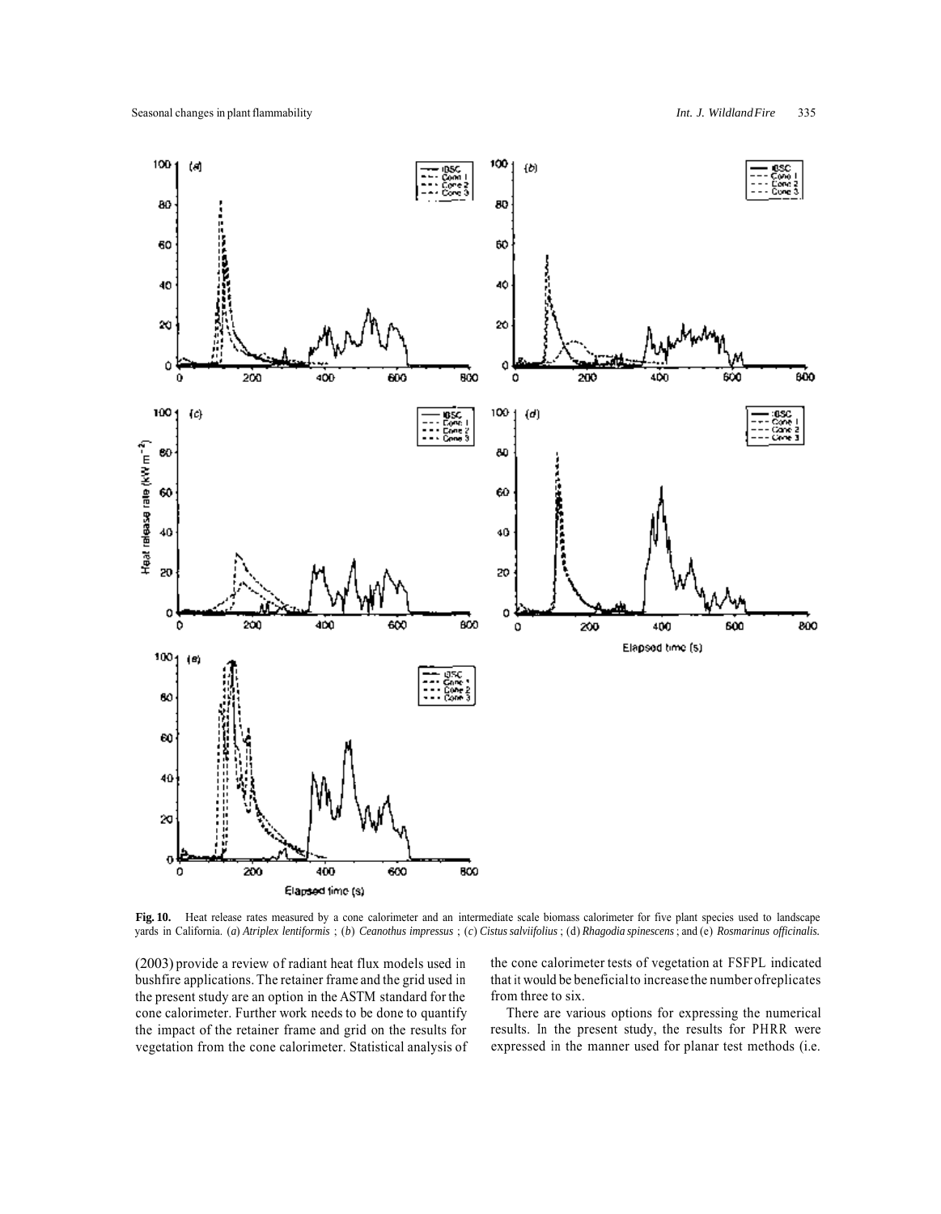**Fig. 10.** Heat release rates measured by a cone calorimeter and an intermediate scale biomass calorimeter for five plant species used to landscape yards in California. (*a*) *Atriplex lentiformis* ; (*b*) *Ceanothus impressus* ; (*c*) *Cistus salviifolius* ; (d) *Rhagodia spinescens* ; and (e) *Rosmarinus officinalis.*

(2003) provide a review of radiant heat flux models used in bushfire applications. The retainer frame and the grid used in the present study are an option in the ASTM standard for the cone calorimeter. Further work needs to be done to quantify the impact of the retainer frame and grid on the results for vegetation from the cone calorimeter. Statistical analysis of the cone calorimeter tests of vegetation at FSFPL indicated that it would be beneficial to increase the number of replicates from three to six.

There are various options for expressing the numerical results. In the present study, the results for PHRR were expressed in the manner used for planar test methods (i.e.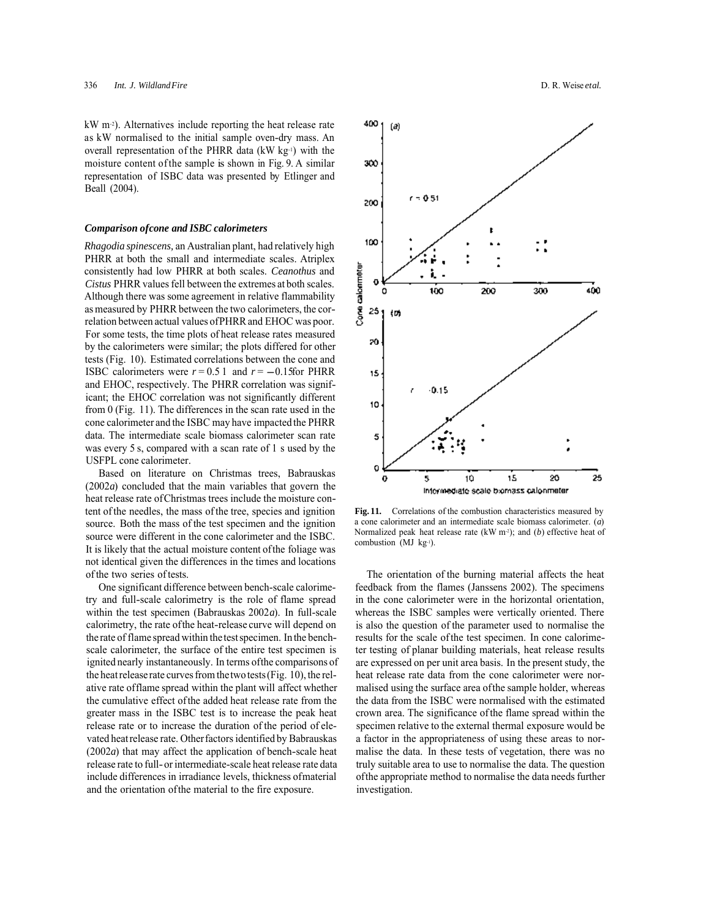kW m-2). Alternatives include reporting the heat release rate as kW normalised to the initial sample oven-dry mass. An overall representation of the PHRR data (kW kg-1) with the moisture content of the sample is shown in Fig. 9. A similar representation of ISBC data was presented by Etlinger and Beall (2004).

### *Comparison of cone and ISBC calorimeters*

*Rhagodia spinescens*, an Australian plant, had relatively high PHRR at both the small and intermediate scales. Atriplex consistently had low PHRR at both scales. *Ceanothus* and *Cistus* PHRR values fell between the extremes at both scales. Although there was some agreement in relative flammability as measured by PHRR between the two calorimeters, the correlation between actual values of PHRR and EHOC was poor. For some tests, the time plots of heat release rates measured by the calorimeters were similar; the plots differed for other tests (Fig. 10). Estimated correlations between the cone and ISBC calorimeters were $r = 0.51$ and $r = -0.15$ for PHRR and EHOC, respectively. The PHRR correlation was significant; the EHOC correlation was not significantly different from 0 (Fig. 11). The differences in the scan rate used in the cone calorimeter and the ISBC may have impacted the PHRR data. The intermediate scale biomass calorimeter scan rate was every 5 s, compared with a scan rate of 1 s used by the USFPL cone calorimeter.

Based on literature on Christmas trees, Babrauskas (2002*a*) concluded that the main variables that govern the heat release rate of Christmas trees include the moisture content of the needles, the mass of the tree, species and ignition source. Both the mass of the test specimen and the ignition source were different in the cone calorimeter and the ISBC. It is likely that the actual moisture content of the foliage was not identical given the differences in the times and locations of the two series of tests.

One significant difference between bench-scale calorimetry and full-scale calorimetry is the role of flame spread within the test specimen (Babrauskas 2002*a*). In full-scale calorimetry, the rate of the heat-release curve will depend on the rate of flame spread within the test specimen. In the bench-scale calorimeter, the surface of the entire test specimen is ignited nearly instantaneously. In terms of the comparisons of the heat release rate curves from the two tests (Fig. 10), the relative rate of flame spread within the plant will affect whether the cumulative effect of the added heat release rate from the greater mass in the ISBC test is to increase the peak heat release rate or to increase the duration of the period of elevated heat release rate. Other factors identified by Babrauskas (2002*a*) that may affect the application of bench-scale heat release rate to full- or intermediate-scale heat release rate data include differences in irradiance levels, thickness of material and the orientation of the material to the fire exposure.

**Fig. 11.** Correlations of the combustion characteristics measured by a cone calorimeter and an intermediate scale biomass calorimeter. (*a*) Normalized peak heat release rate (kW m-2); and (*b*) effective heat of combustion (MJ kg-1).

The orientation of the burning material affects the heat feedback from the flames (Janssens 2002). The specimens in the cone calorimeter were in the horizontal orientation, whereas the ISBC samples were vertically oriented. There is also the question of the parameter used to normalise the results for the scale of the test specimen. In cone calorimeter testing of planar building materials, heat release results are expressed on per unit area basis. In the present study, the heat release rate data from the cone calorimeter were normalised using the surface area of the sample holder, whereas the data from the ISBC were normalised with the estimated crown area. The significance of the flame spread within the specimen relative to the external thermal exposure would be a factor in the appropriateness of using these areas to normalise the data. In these tests of vegetation, there was no truly suitable area to use to normalise the data. The question of the appropriate method to normalise the data needs further investigation.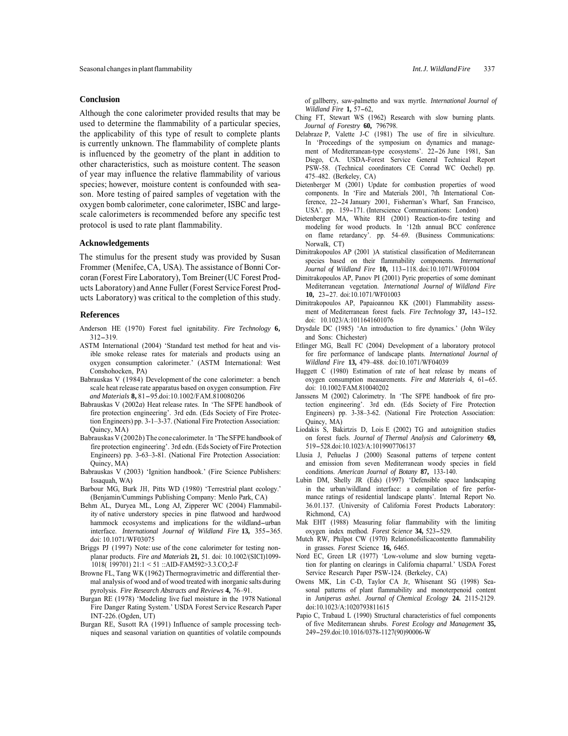## Conclusion

Although the cone calorimeter provided results that may be used to determine the flammability of a particular species, the applicability of this type of result to complete plants is currently unknown. The flammability of complete plants is influenced by the geometry of the plant in addition to other characteristics, such as moisture content. The season of year may influence the relative flammability of various species; however, moisture content is confounded with season. More testing of paired samples of vegetation with the oxygen bomb calorimeter, cone calorimeter, ISBC and large-scale calorimeters is recommended before any specific test protocol is used to rate plant flammability.

## Acknowledgements

The stimulus for the present study was provided by Susan Frommer (Menifee, CA, USA). The assistance of Bonni Corcoran (Forest Fire Laboratory), Tom Breiner (UC Forest Products Laboratory) and Anne Fuller (Forest Service Forest Products Laboratory) was critical to the completion of this study.

## References

Anderson HE (1970) Forest fuel ignitability. *Fire Technology* **6,** 312–319.

ASTM International (2004) 'Standard test method for heat and visible smoke release rates for materials and products using an oxygen consumption calorimeter.' (ASTM International: West Conshohocken, PA)

Babrauskas V (1984) Development of the cone calorimeter: a bench scale heat release rate apparatus based on oxygen consumption. *Fire and Materials* **8,** 81–95.doi:10.1002/FAM.810080206

Babrauskas V (2002*a*) Heat release rates. In 'The SFPE handbook of fire protection engineering'. 3rd edn. (Eds Society of Fire Protection Engineers) pp. 3-1–3-37. (National Fire Protection Association: Quincy, MA)

Babrauskas V (2002*b*) The cone calorimeter. In 'The SFPE handbook of fire protection engineering'. 3rd edn. (Eds Society of Fire Protection Engineers) pp. 3-63–3-81. (National Fire Protection Association: Quincy, MA)

Babrauskas V (2003) 'Ignition handbook.' (Fire Science Publishers: Issaquah, WA)

Barbour MG, Burk JH, Pitts WD (1980) 'Terrestrial plant ecology.' (Benjamin/Cummings Publishing Company: Menlo Park, CA)

Behm AL, Duryea ML, Long AJ, Zipperer WC (2004) Flammability of native understory species in pine flatwood and hardwood hammock ecosystems and implications for the wildland–urban interface. *International Journal of Wildland Fire* **13,** 355–365. doi: 10.1071/WF03075

Briggs PJ (1997) Note: use of the cone calorimeter for testing non-planar products. *Fire and Materials* **21,** 51. doi: 10.1002/(SICI)1099-1018( 199701) 21:1 < 51 ::AID-FAM592>3.3.CO;2-F

Browne FL, Tang WK (1962) Thermogravimetric and differential thermal analysis of wood and of wood treated with inorganic salts during pyrolysis. *Fire Research Abstracts and Reviews* **4,** 76–91.

Burgan RE (1978) 'Modeling live fuel moisture in the 1978 National Fire Danger Rating System.' USDA Forest Service Research Paper INT-226. (Ogden, UT)

Burgan RE, Susott RA (1991) Influence of sample processing techniques and seasonal variation on quantities of volatile compounds of gallberry, saw-palmetto and wax myrtle. *International Journal of Wildland Fire* **1,** 57–62,

Ching FT, Stewart WS (1962) Research with slow burning plants. *Journal of Forestry* **60,** 796798.

Delabraze P, Valette J-C (1981) The use of fire in silviculture. In 'Proceedings of the symposium on dynamics and management of Mediterranean-type ecosystems'. 22–26 June 1981, San Diego, CA. USDA-Forest Service General Technical Report PSW-58. (Technical coordinators CE Conrad WC Oechel) pp. 475–482. (Berkeley, CA)

Dietenberger M (2001) Update for combustion properties of wood components. In 'Fire and Materials 2001, 7th International Conference, 22–24 January 2001, Fisherman's Wharf, San Francisco, USA'. pp. 159–171. (Interscience Communications: London)

Dietenberger MA, White RH (2001) Reaction-to-fire testing and modeling for wood products. In '12th annual BCC conference on flame retardancy'. pp. 54–69. (Business Communications: Norwalk, CT)

Dimitrakopoulos AP (2001 )A statistical classification of Mediterranean species based on their flammability components. *International Journal of Wildland Fire* **10,** 113–118. doi:10.1071/WF01004

Dimitrakopoulos AP, Panov PI (2001) Pyric properties of some dominant Mediterranean vegetation. *International Journal of Wildland Fire* **10,** 23–27. doi:10.1071/WF01003

Dimitrakopoulos AP, Papaioannou KK (2001) Flammability assessment of Mediterranean forest fuels. *Fire Technology* **37,** 143–152. doi: 10.1023/A:1011641601076

Drysdale DC (1985) 'An introduction to fire dynamics.' (John Wiley and Sons: Chichester)

Etlinger MG, Beall FC (2004) Development of a laboratory protocol for fire performance of landscape plants. *International Journal of Wildland Fire* **13,** 479–488. doi:10.1071/WF04039

Huggett C (1980) Estimation of rate of heat release by means of oxygen consumption measurements. *Fire and Materials* 4, 61–65. doi: 10.1002/FAM.810040202

Janssens M (2002) Calorimetry. In 'The SFPE handbook of fire protection engineering'. 3rd edn. (Eds Society of Fire Protection Engineers) pp. 3-38–3-62. (National Fire Protection Association: Quincy, MA)

Liodakis S, Bakirtzis D, Lois E (2002) TG and autoignition studies on forest fuels. *Journal of Thermal Analysis and Calorimetry* **69,** 519–528.doi:10.1023/A:1019907706137

Llusia J, Peñuelas J (2000) Seasonal patterns of terpene content and emission from seven Mediterranean woody species in field conditions. *American Journal of Botany* **87,** 133-140.

Lubin DM, Shelly JR (Eds) (1997) 'Defensible space landscaping in the urban/wildland interface: a compilation of fire performance ratings of residential landscape plants'. Internal Report No. 36.01.137. (University of California Forest Products Laboratory: Richmond, CA)

Mak EHT (1988) Measuring foliar flammability with the limiting oxygen index method. *Forest Science* **34,** 523–529.

Mutch RW, Philpot CW (1970) Relationofsilicacontentto flammability in grasses. *Forest* Science **16,** 6465.

Nord EC, Green LR (1977) 'Low-volume and slow burning vegetation for planting on clearings in California chaparral.' USDA Forest Service Research Paper PSW-124. (Berkeley, CA)

Owens MK, Lin C-D, Taylor CA Jr, Whisenant SG (1998) Seasonal patterns of plant flammability and monoterpenoid content in *Juniperus ashei. Journal of Chemical Ecology* **24.** 2115-2129. doi:10.1023/A:1020793811615

Papio C, Trabaud L (1990) Structural characteristics of fuel components of five Mediterranean shrubs. *Forest Ecology and Management* **35,** 249–259.doi:10.1016/0378-1127(90)90006-W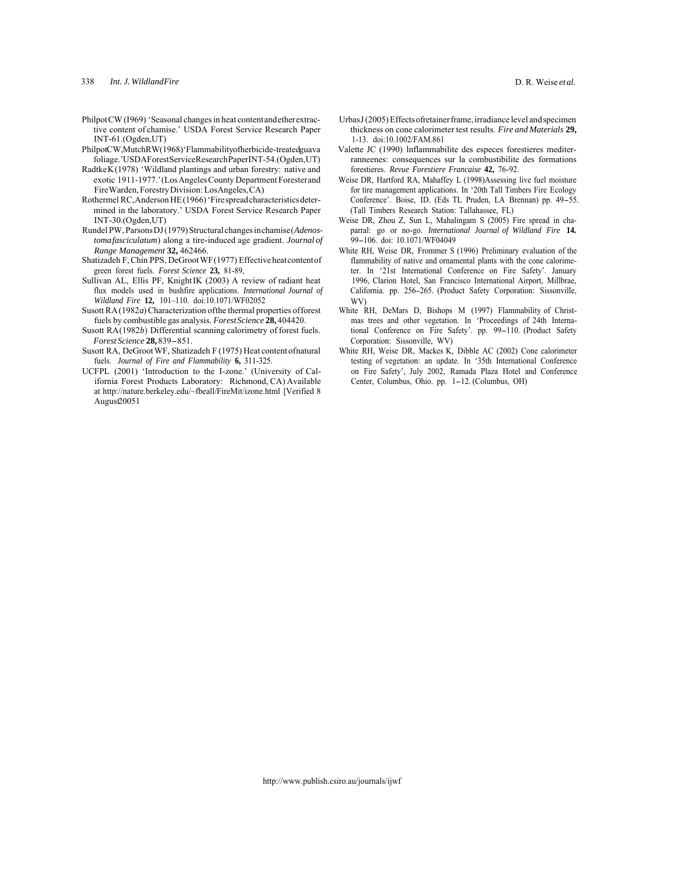Philpot CW (1969) 'Seasonal changes in heat content and ether extractive content of chamise.' USDA Forest Service Research Paper INT-61. (Ogden, UT)

Philpot CW, Mutch RW (1968) 'Flammability of herbicide-treated guava foliage.' USDA Forest Service Research Paper INT-54. (Ogden, UT)

Radtke K (1978) 'Wildland plantings and urban forestry: native and exotic 1911-1977.' (Los Angeles County Department Forester and Fire Warden, Forestry Division: Los Angeles, CA)

Rothermel RC, Anderson HE (1966) 'Fire spread characteristics determined in the laboratory.' USDA Forest Service Research Paper INT-30. (Ogden, UT)

Rundel PW, Parsons DJ (1979) Structural changes in chamise (*Adenostoma fasciculatum*) along a tire-induced age gradient. *Journal of Range Management* **32,** 462466.

Shatizadeh F, Chin PPS, DeGroot WF (1977) Effective heat content of green forest fuels. *Forest Science* **23,** 81-89,

Sullivan AL, Ellis PF, Knight IK (2003) A review of radiant heat flux models used in bushfire applications. *International Journal of Wildland Fire* **12,** 101–110. doi:10.1071/WF02052

Susott RA (1982*a*) Characterization of the thermal properties of forest fuels by combustible gas analysis. *Forest Science* **28,** 404420.

Susott RA (1982*b*) Differential scanning calorimetry of forest fuels. *Forest Science* **28,** 839–851.

Susott RA, DeGroot WF, Shatizadeh F (1975) Heat content of natural fuels. *Journal of Fire and Flammability* **6,** 311-325.

UCFPL (2001) 'Introduction to the I-zone.' (University of California Forest Products Laboratory: Richmond, CA) Available at http://nature.berkeley.edu/~fbeall/FireMit/izone.html [Verified 8 August 20051

Urbas J (2005) Effects of retainer frame, irradiance level and specimen thickness on cone calorimeter test results. *Fire and Materials* **29,** 1-13. doi:10.1002/FAM.861

Valette JC (1990) Inflammabilite des especes forestieres mediterranneenes: consequences sur la combustibilite des formations forestieres. *Revue Forestiere Francaise* **42,** 76-92.

Weise DR, Hartford RA, Mahaffey L (1998) Assessing live fuel moisture for tire management applications. In '20th Tall Timbers Fire Ecology Conference'. Boise, ID. (Eds TL Pruden, LA Brennan) pp. 49–55. (Tall Timbers Research Station: Tallahassee, FL)

Weise DR, Zhou Z, Sun L, Mahalingam S (2005) Fire spread in chaparral: go or no-go. *International Journal of Wildland Fire* **14.** 99–106. doi: 10.1071/WF04049

White RH, Weise DR, Frommer S (1996) Preliminary evaluation of the flammability of native and ornamental plants with the cone calorimeter. In '21st International Conference on Fire Safety'. January 1996, Clarion Hotel, San Francisco International Airport, Millbrae, California. pp. 256–265. (Product Safety Corporation: Sissonville, WV)

White RH, DeMars D, Bishops M (1997) Flammability of Christmas trees and other vegetation. In 'Proceedings of 24th International Conference on Fire Safety'. pp. 99–110. (Product Safety Corporation: Sissonville, WV)

White RH, Weise DR, Mackes K, Dibble AC (2002) Cone calorimeter testing of vegetation: an update. In '35th International Conference on Fire Safety', July 2002, Ramada Plaza Hotel and Conference Center, Columbus, Ohio. pp. 1–12. (Columbus, OH)